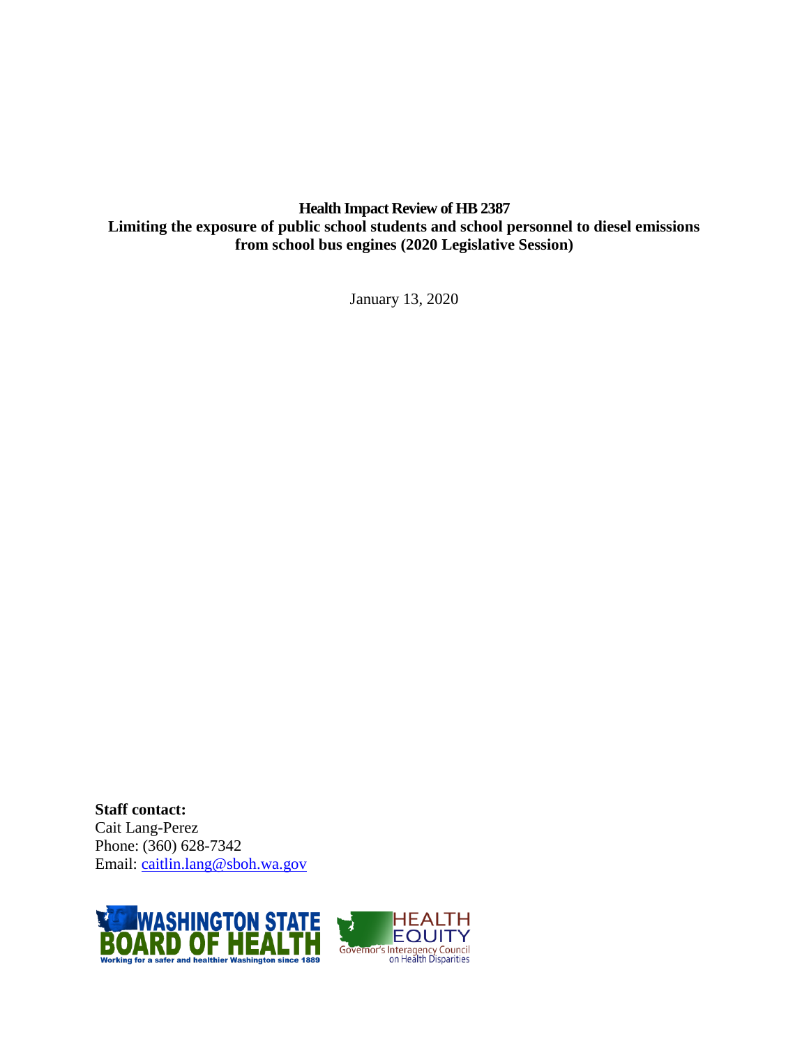**Health Impact Review of HB 2387**
**Limiting the exposure of public school students and school personnel to diesel emissions from school bus engines (2020 Legislative Session)**

January 13, 2020

**Staff contact:**
Cait Lang-Perez
Phone: (360) 628-7342
Email: caitlin.lang@sboh.wa.gov

WASHINGTON STATE BOARD OF HEALTH
Working for a safer and healthier Washington since 1889

HEALTH EQUITY
Governor's Interagency Council on Health Disparities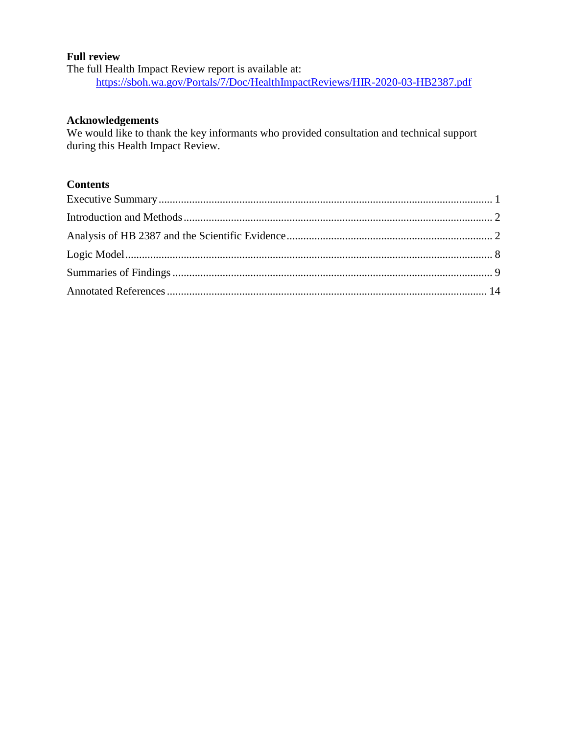**Full review**

The full Health Impact Review report is available at:

https://sboh.wa.gov/Portals/7/Doc/HealthImpactReviews/HIR-2020-03-HB2387.pdf

**Acknowledgements**

We would like to thank the key informants who provided consultation and technical support during this Health Impact Review.

**Contents**

Executive Summary ........................................................................................................................ 1

Introduction and Methods ............................................................................................................... 2

Analysis of HB 2387 and the Scientific Evidence .......................................................................... 2

Logic Model .................................................................................................................................... 8

Summaries of Findings ................................................................................................................... 9

Annotated References .................................................................................................................. 14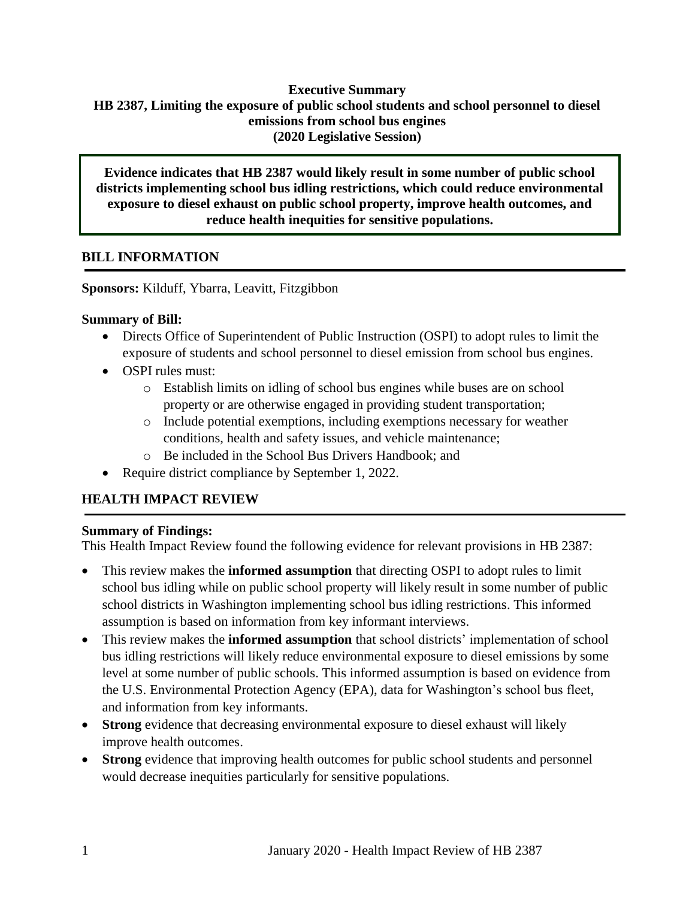**Executive Summary**
**HB 2387, Limiting the exposure of public school students and school personnel to diesel emissions from school bus engines**
**(2020 Legislative Session)**

**Evidence indicates that HB 2387 would likely result in some number of public school districts implementing school bus idling restrictions, which could reduce environmental exposure to diesel exhaust on public school property, improve health outcomes, and reduce health inequities for sensitive populations.**

## BILL INFORMATION

**Sponsors:** Kilduff, Ybarra, Leavitt, Fitzgibbon

**Summary of Bill:**

- Directs Office of Superintendent of Public Instruction (OSPI) to adopt rules to limit the exposure of students and school personnel to diesel emission from school bus engines.
- OSPI rules must:
  - Establish limits on idling of school bus engines while buses are on school property or are otherwise engaged in providing student transportation;
  - Include potential exemptions, including exemptions necessary for weather conditions, health and safety issues, and vehicle maintenance;
  - Be included in the School Bus Drivers Handbook; and
- Require district compliance by September 1, 2022.

## HEALTH IMPACT REVIEW

**Summary of Findings:**
This Health Impact Review found the following evidence for relevant provisions in HB 2387:

- This review makes the **informed assumption** that directing OSPI to adopt rules to limit school bus idling while on public school property will likely result in some number of public school districts in Washington implementing school bus idling restrictions. This informed assumption is based on information from key informant interviews.
- This review makes the **informed assumption** that school districts' implementation of school bus idling restrictions will likely reduce environmental exposure to diesel emissions by some level at some number of public schools. This informed assumption is based on evidence from the U.S. Environmental Protection Agency (EPA), data for Washington's school bus fleet, and information from key informants.
- **Strong** evidence that decreasing environmental exposure to diesel exhaust will likely improve health outcomes.
- **Strong** evidence that improving health outcomes for public school students and personnel would decrease inequities particularly for sensitive populations.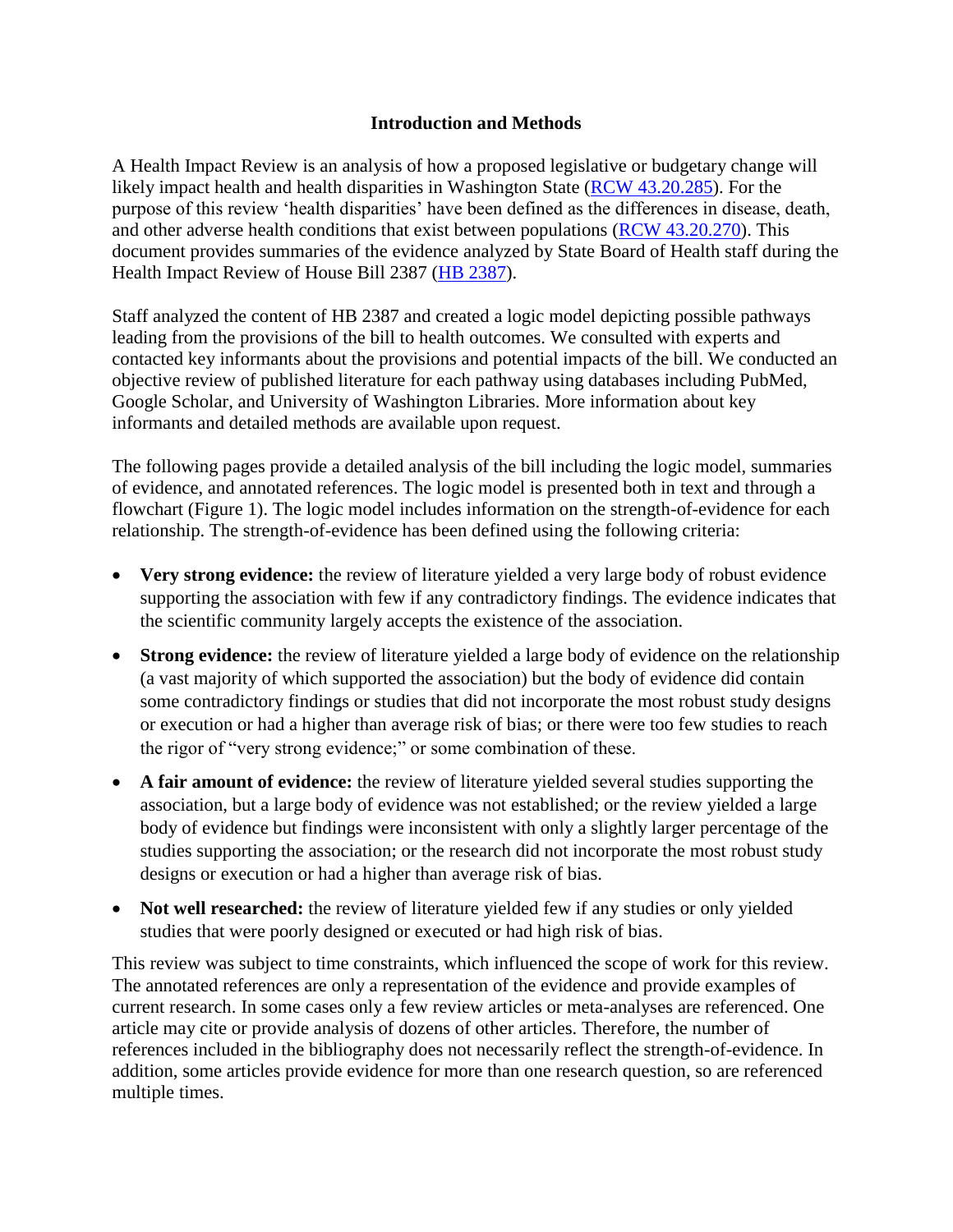## Introduction and Methods

A Health Impact Review is an analysis of how a proposed legislative or budgetary change will likely impact health and health disparities in Washington State (RCW 43.20.285). For the purpose of this review 'health disparities' have been defined as the differences in disease, death, and other adverse health conditions that exist between populations (RCW 43.20.270). This document provides summaries of the evidence analyzed by State Board of Health staff during the Health Impact Review of House Bill 2387 (HB 2387).

Staff analyzed the content of HB 2387 and created a logic model depicting possible pathways leading from the provisions of the bill to health outcomes. We consulted with experts and contacted key informants about the provisions and potential impacts of the bill. We conducted an objective review of published literature for each pathway using databases including PubMed, Google Scholar, and University of Washington Libraries. More information about key informants and detailed methods are available upon request.

The following pages provide a detailed analysis of the bill including the logic model, summaries of evidence, and annotated references. The logic model is presented both in text and through a flowchart (Figure 1). The logic model includes information on the strength-of-evidence for each relationship. The strength-of-evidence has been defined using the following criteria:

- **Very strong evidence:** the review of literature yielded a very large body of robust evidence supporting the association with few if any contradictory findings. The evidence indicates that the scientific community largely accepts the existence of the association.
- **Strong evidence:** the review of literature yielded a large body of evidence on the relationship (a vast majority of which supported the association) but the body of evidence did contain some contradictory findings or studies that did not incorporate the most robust study designs or execution or had a higher than average risk of bias; or there were too few studies to reach the rigor of "very strong evidence;" or some combination of these.
- **A fair amount of evidence:** the review of literature yielded several studies supporting the association, but a large body of evidence was not established; or the review yielded a large body of evidence but findings were inconsistent with only a slightly larger percentage of the studies supporting the association; or the research did not incorporate the most robust study designs or execution or had a higher than average risk of bias.
- **Not well researched:** the review of literature yielded few if any studies or only yielded studies that were poorly designed or executed or had high risk of bias.

This review was subject to time constraints, which influenced the scope of work for this review. The annotated references are only a representation of the evidence and provide examples of current research. In some cases only a few review articles or meta-analyses are referenced. One article may cite or provide analysis of dozens of other articles. Therefore, the number of references included in the bibliography does not necessarily reflect the strength-of-evidence. In addition, some articles provide evidence for more than one research question, so are referenced multiple times.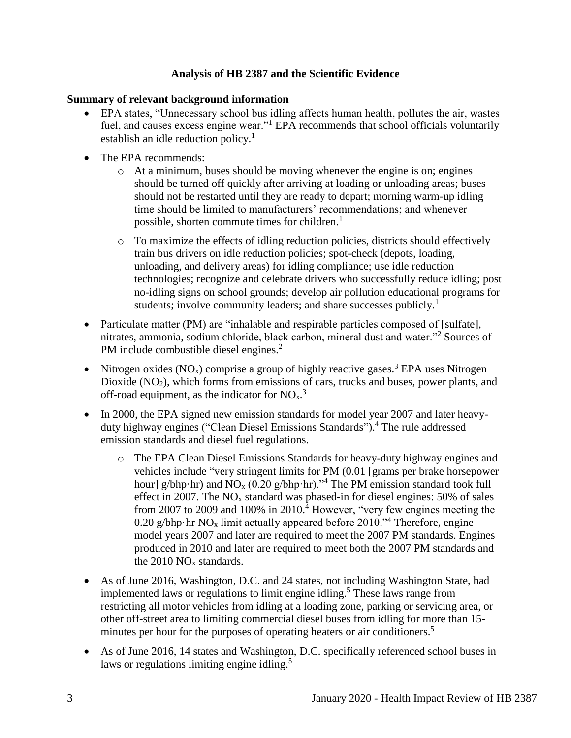**Analysis of HB 2387 and the Scientific Evidence**

**Summary of relevant background information**

- EPA states, "Unnecessary school bus idling affects human health, pollutes the air, wastes fuel, and causes excess engine wear."[1] EPA recommends that school officials voluntarily establish an idle reduction policy.[1]
- The EPA recommends:
  - At a minimum, buses should be moving whenever the engine is on; engines should be turned off quickly after arriving at loading or unloading areas; buses should not be restarted until they are ready to depart; morning warm-up idling time should be limited to manufacturers' recommendations; and whenever possible, shorten commute times for children.[1]
  - To maximize the effects of idling reduction policies, districts should effectively train bus drivers on idle reduction policies; spot-check (depots, loading, unloading, and delivery areas) for idling compliance; use idle reduction technologies; recognize and celebrate drivers who successfully reduce idling; post no-idling signs on school grounds; develop air pollution educational programs for students; involve community leaders; and share successes publicly.[1]
- Particulate matter (PM) are "inhalable and respirable particles composed of [sulfate], nitrates, ammonia, sodium chloride, black carbon, mineral dust and water."[2] Sources of PM include combustible diesel engines.[2]
- Nitrogen oxides ($NO_x$) comprise a group of highly reactive gases.[3] EPA uses Nitrogen Dioxide ($NO_2$), which forms from emissions of cars, trucks and buses, power plants, and off-road equipment, as the indicator for $NO_x$.[3]
- In 2000, the EPA signed new emission standards for model year 2007 and later heavy-duty highway engines ("Clean Diesel Emissions Standards").[4] The rule addressed emission standards and diesel fuel regulations.
  - The EPA Clean Diesel Emissions Standards for heavy-duty highway engines and vehicles include "very stringent limits for PM (0.01 [grams per brake horsepower hour] g/bhp·hr) and $NO_x$ (0.20 g/bhp·hr)."[4] The PM emission standard took full effect in 2007. The $NO_x$ standard was phased-in for diesel engines: 50% of sales from 2007 to 2009 and 100% in 2010.[4] However, "very few engines meeting the 0.20 g/bhp·hr $NO_x$ limit actually appeared before 2010."[4] Therefore, engine model years 2007 and later are required to meet the 2007 PM standards. Engines produced in 2010 and later are required to meet both the 2007 PM standards and the 2010 $NO_x$ standards.
- As of June 2016, Washington, D.C. and 24 states, not including Washington State, had implemented laws or regulations to limit engine idling.[5] These laws range from restricting all motor vehicles from idling at a loading zone, parking or servicing area, or other off-street area to limiting commercial diesel buses from idling for more than 15-minutes per hour for the purposes of operating heaters or air conditioners.[5]
- As of June 2016, 14 states and Washington, D.C. specifically referenced school buses in laws or regulations limiting engine idling.[5]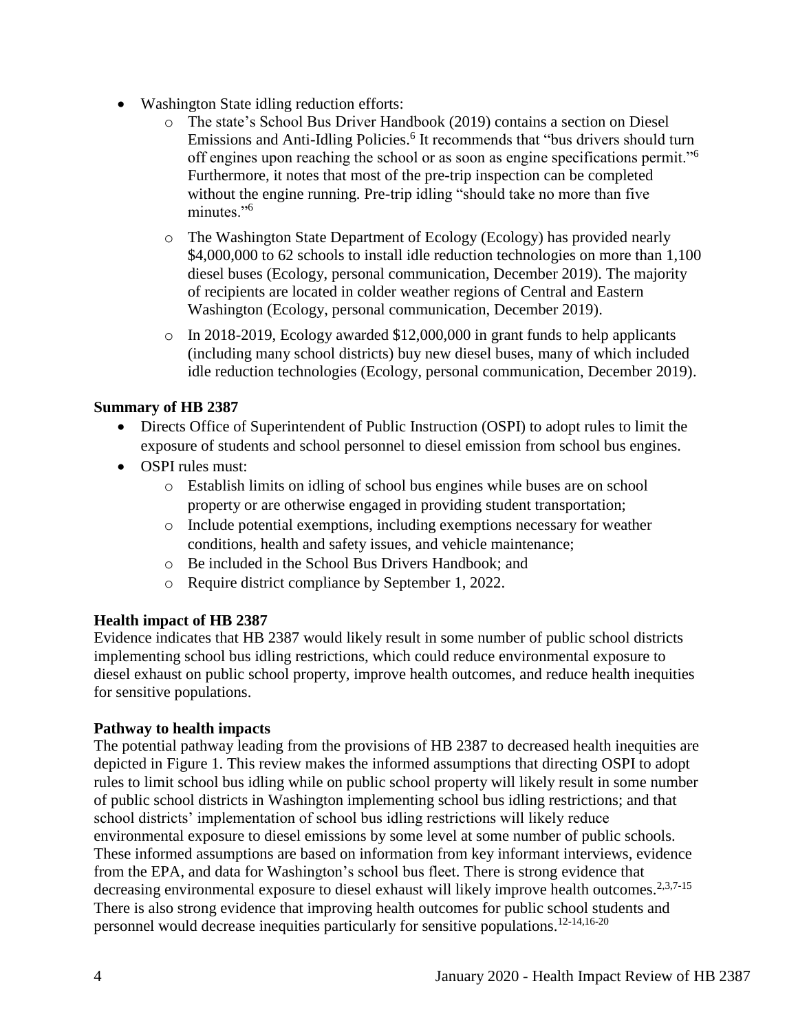- Washington State idling reduction efforts:
    - The state's School Bus Driver Handbook (2019) contains a section on Diesel Emissions and Anti-Idling Policies.[6] It recommends that "bus drivers should turn off engines upon reaching the school or as soon as engine specifications permit."[6] Furthermore, it notes that most of the pre-trip inspection can be completed without the engine running. Pre-trip idling "should take no more than five minutes."[6]
    - The Washington State Department of Ecology (Ecology) has provided nearly $4,000,000 to 62 schools to install idle reduction technologies on more than 1,100 diesel buses (Ecology, personal communication, December 2019). The majority of recipients are located in colder weather regions of Central and Eastern Washington (Ecology, personal communication, December 2019).
    - In 2018-2019, Ecology awarded $12,000,000 in grant funds to help applicants (including many school districts) buy new diesel buses, many of which included idle reduction technologies (Ecology, personal communication, December 2019).

**Summary of HB 2387**

- Directs Office of Superintendent of Public Instruction (OSPI) to adopt rules to limit the exposure of students and school personnel to diesel emission from school bus engines.
- OSPI rules must:
    - Establish limits on idling of school bus engines while buses are on school property or are otherwise engaged in providing student transportation;
    - Include potential exemptions, including exemptions necessary for weather conditions, health and safety issues, and vehicle maintenance;
    - Be included in the School Bus Drivers Handbook; and
    - Require district compliance by September 1, 2022.

**Health impact of HB 2387**

Evidence indicates that HB 2387 would likely result in some number of public school districts implementing school bus idling restrictions, which could reduce environmental exposure to diesel exhaust on public school property, improve health outcomes, and reduce health inequities for sensitive populations.

**Pathway to health impacts**

The potential pathway leading from the provisions of HB 2387 to decreased health inequities are depicted in Figure 1. This review makes the informed assumptions that directing OSPI to adopt rules to limit school bus idling while on public school property will likely result in some number of public school districts in Washington implementing school bus idling restrictions; and that school districts' implementation of school bus idling restrictions will likely reduce environmental exposure to diesel emissions by some level at some number of public schools. These informed assumptions are based on information from key informant interviews, evidence from the EPA, and data for Washington's school bus fleet. There is strong evidence that decreasing environmental exposure to diesel exhaust will likely improve health outcomes.[2,3,7-15] There is also strong evidence that improving health outcomes for public school students and personnel would decrease inequities particularly for sensitive populations.[12-14,16-20]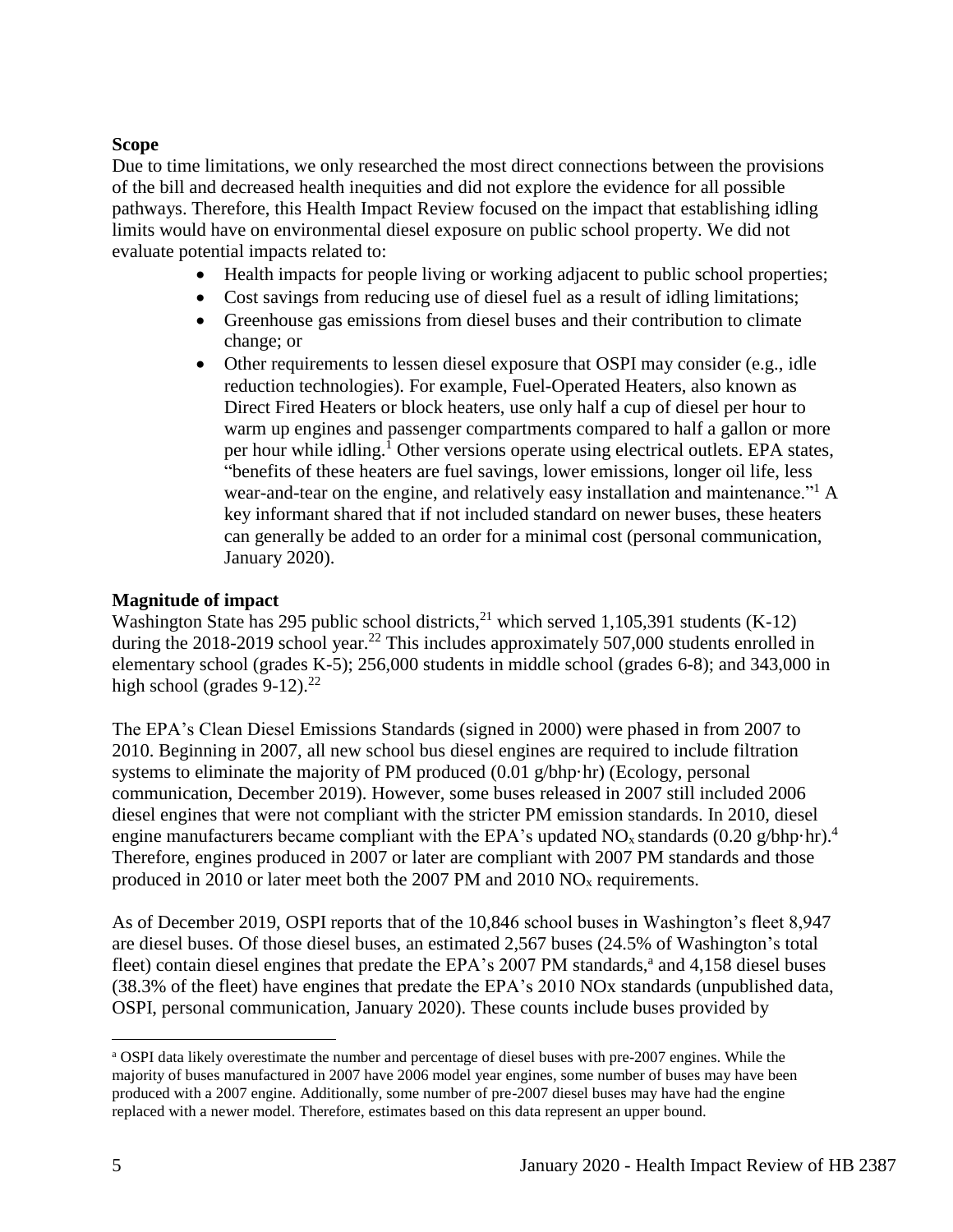**Scope**

Due to time limitations, we only researched the most direct connections between the provisions of the bill and decreased health inequities and did not explore the evidence for all possible pathways. Therefore, this Health Impact Review focused on the impact that establishing idling limits would have on environmental diesel exposure on public school property. We did not evaluate potential impacts related to:

- Health impacts for people living or working adjacent to public school properties;
- Cost savings from reducing use of diesel fuel as a result of idling limitations;
- Greenhouse gas emissions from diesel buses and their contribution to climate change; or
- Other requirements to lessen diesel exposure that OSPI may consider (e.g., idle reduction technologies). For example, Fuel-Operated Heaters, also known as Direct Fired Heaters or block heaters, use only half a cup of diesel per hour to warm up engines and passenger compartments compared to half a gallon or more per hour while idling.[1] Other versions operate using electrical outlets. EPA states, "benefits of these heaters are fuel savings, lower emissions, longer oil life, less wear-and-tear on the engine, and relatively easy installation and maintenance."[1] A key informant shared that if not included standard on newer buses, these heaters can generally be added to an order for a minimal cost (personal communication, January 2020).

**Magnitude of impact**

Washington State has 295 public school districts,[21] which served 1,105,391 students (K-12) during the 2018-2019 school year.[22] This includes approximately 507,000 students enrolled in elementary school (grades K-5); 256,000 students in middle school (grades 6-8); and 343,000 in high school (grades 9-12).[22]

The EPA's Clean Diesel Emissions Standards (signed in 2000) were phased in from 2007 to 2010. Beginning in 2007, all new school bus diesel engines are required to include filtration systems to eliminate the majority of PM produced (0.01 g/bhp·hr) (Ecology, personal communication, December 2019). However, some buses released in 2007 still included 2006 diesel engines that were not compliant with the stricter PM emission standards. In 2010, diesel engine manufacturers became compliant with the EPA's updated $NO_x$ standards (0.20 g/bhp·hr).[4] Therefore, engines produced in 2007 or later are compliant with 2007 PM standards and those produced in 2010 or later meet both the 2007 PM and 2010 $NO_x$ requirements.

As of December 2019, OSPI reports that of the 10,846 school buses in Washington's fleet 8,947 are diesel buses. Of those diesel buses, an estimated 2,567 buses (24.5% of Washington's total fleet) contain diesel engines that predate the EPA's 2007 PM standards,[a] and 4,158 diesel buses (38.3% of the fleet) have engines that predate the EPA's 2010 NOx standards (unpublished data, OSPI, personal communication, January 2020). These counts include buses provided by

[a] OSPI data likely overestimate the number and percentage of diesel buses with pre-2007 engines. While the majority of buses manufactured in 2007 have 2006 model year engines, some number of buses may have been produced with a 2007 engine. Additionally, some number of pre-2007 diesel buses may have had the engine replaced with a newer model. Therefore, estimates based on this data represent an upper bound.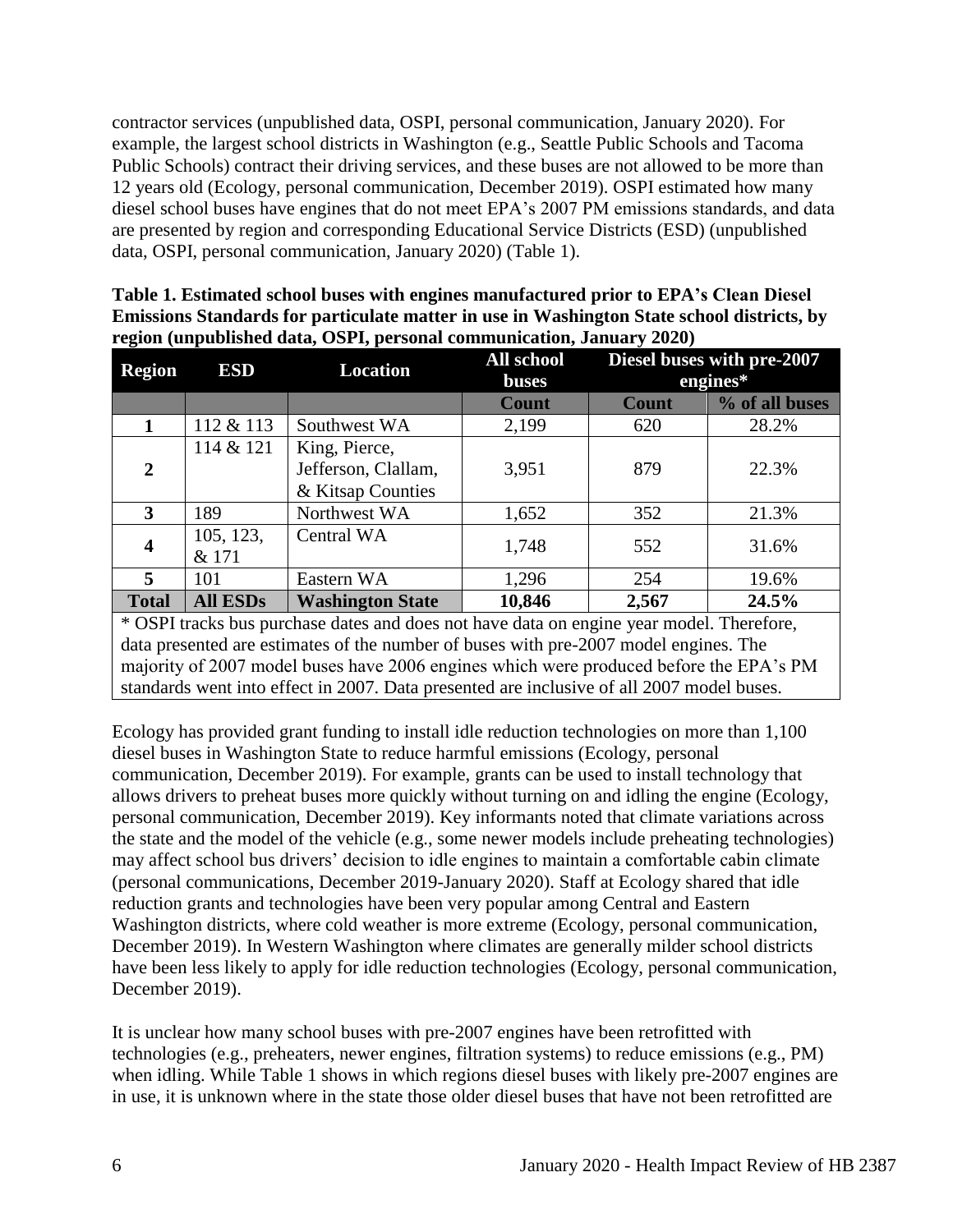contractor services (unpublished data, OSPI, personal communication, January 2020). For example, the largest school districts in Washington (e.g., Seattle Public Schools and Tacoma Public Schools) contract their driving services, and these buses are not allowed to be more than 12 years old (Ecology, personal communication, December 2019). OSPI estimated how many diesel school buses have engines that do not meet EPA's 2007 PM emissions standards, and data are presented by region and corresponding Educational Service Districts (ESD) (unpublished data, OSPI, personal communication, January 2020) (Table 1).

**Table 1. Estimated school buses with engines manufactured prior to EPA's Clean Diesel Emissions Standards for particulate matter in use in Washington State school districts, by region (unpublished data, OSPI, personal communication, January 2020)**

| Region | ESD | Location | All school buses | Diesel buses with pre-2007 engines* | |
|---|---|---|---|---|---|
| | | | Count | Count | % of all buses |
| 1 | 112 & 113 | Southwest WA | 2,199 | 620 | 28.2% |
| 2 | 114 & 121 | King, Pierce, Jefferson, Clallam, & Kitsap Counties | 3,951 | 879 | 22.3% |
| 3 | 189 | Northwest WA | 1,652 | 352 | 21.3% |
| 4 | 105, 123, & 171 | Central WA | 1,748 | 552 | 31.6% |
| 5 | 101 | Eastern WA | 1,296 | 254 | 19.6% |
| **Total** | **All ESDs** | **Washington State** | **10,846** | **2,567** | **24.5%** |

* OSPI tracks bus purchase dates and does not have data on engine year model. Therefore, data presented are estimates of the number of buses with pre-2007 model engines. The majority of 2007 model buses have 2006 engines which were produced before the EPA's PM standards went into effect in 2007. Data presented are inclusive of all 2007 model buses.

Ecology has provided grant funding to install idle reduction technologies on more than 1,100 diesel buses in Washington State to reduce harmful emissions (Ecology, personal communication, December 2019). For example, grants can be used to install technology that allows drivers to preheat buses more quickly without turning on and idling the engine (Ecology, personal communication, December 2019). Key informants noted that climate variations across the state and the model of the vehicle (e.g., some newer models include preheating technologies) may affect school bus drivers' decision to idle engines to maintain a comfortable cabin climate (personal communications, December 2019-January 2020). Staff at Ecology shared that idle reduction grants and technologies have been very popular among Central and Eastern Washington districts, where cold weather is more extreme (Ecology, personal communication, December 2019). In Western Washington where climates are generally milder school districts have been less likely to apply for idle reduction technologies (Ecology, personal communication, December 2019).

It is unclear how many school buses with pre-2007 engines have been retrofitted with technologies (e.g., preheaters, newer engines, filtration systems) to reduce emissions (e.g., PM) when idling. While Table 1 shows in which regions diesel buses with likely pre-2007 engines are in use, it is unknown where in the state those older diesel buses that have not been retrofitted are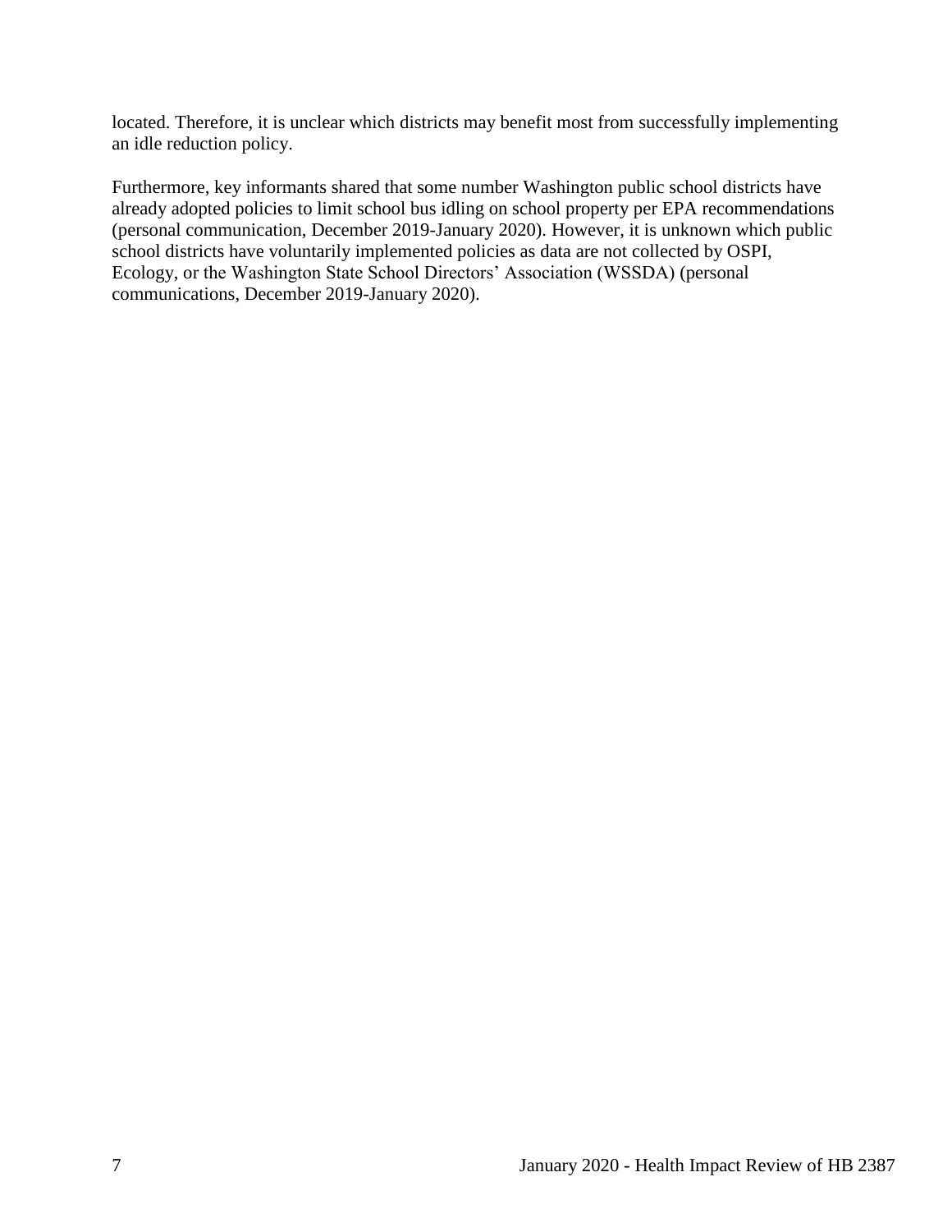located. Therefore, it is unclear which districts may benefit most from successfully implementing an idle reduction policy.

Furthermore, key informants shared that some number Washington public school districts have already adopted policies to limit school bus idling on school property per EPA recommendations (personal communication, December 2019-January 2020). However, it is unknown which public school districts have voluntarily implemented policies as data are not collected by OSPI, Ecology, or the Washington State School Directors' Association (WSSDA) (personal communications, December 2019-January 2020).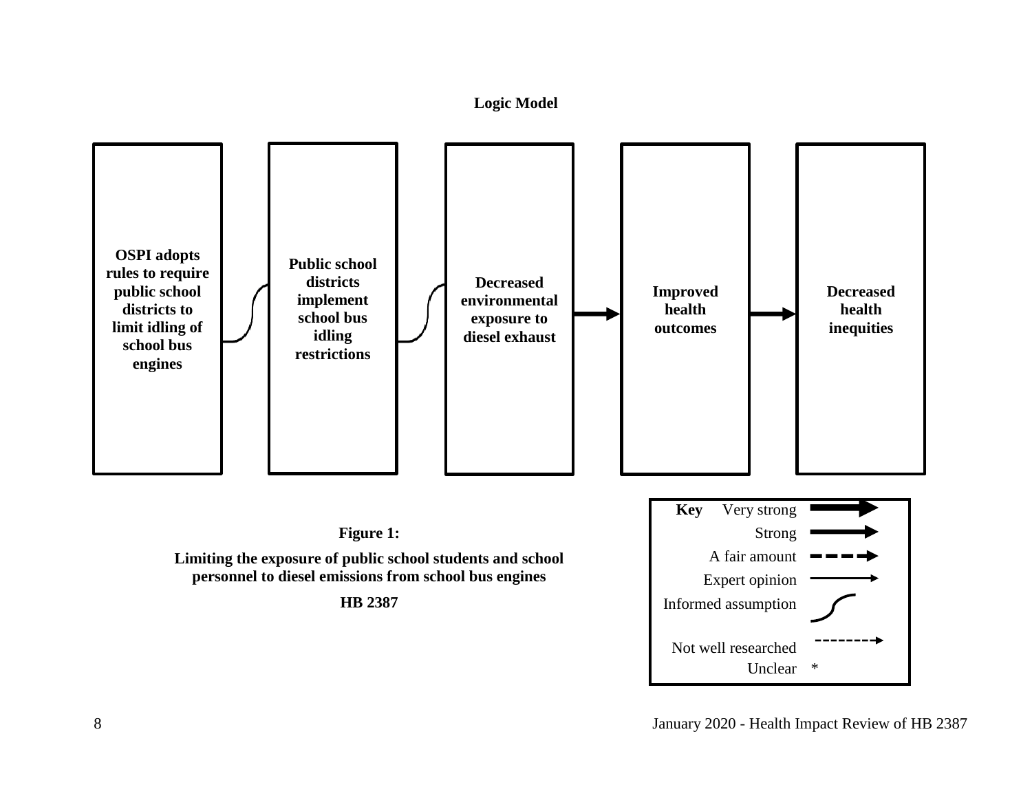**Logic Model**

OSPI adopts rules to require public school districts to limit idling of school bus engines → Public school districts implement school bus idling restrictions → Decreased environmental exposure to diesel exhaust → Improved health outcomes → Decreased health inequities

| Key | |
|---|---|
| Very strong | (very thick arrow) |
| Strong | (thick arrow) |
| A fair amount | (thick dashed arrow) |
| Expert opinion | (thin arrow) |
| Informed assumption | (curved line) |
| Not well researched | (thin dashed arrow) |
| Unclear | * |

**Figure 1:**

**Limiting the exposure of public school students and school personnel to diesel emissions from school bus engines**

**HB 2387**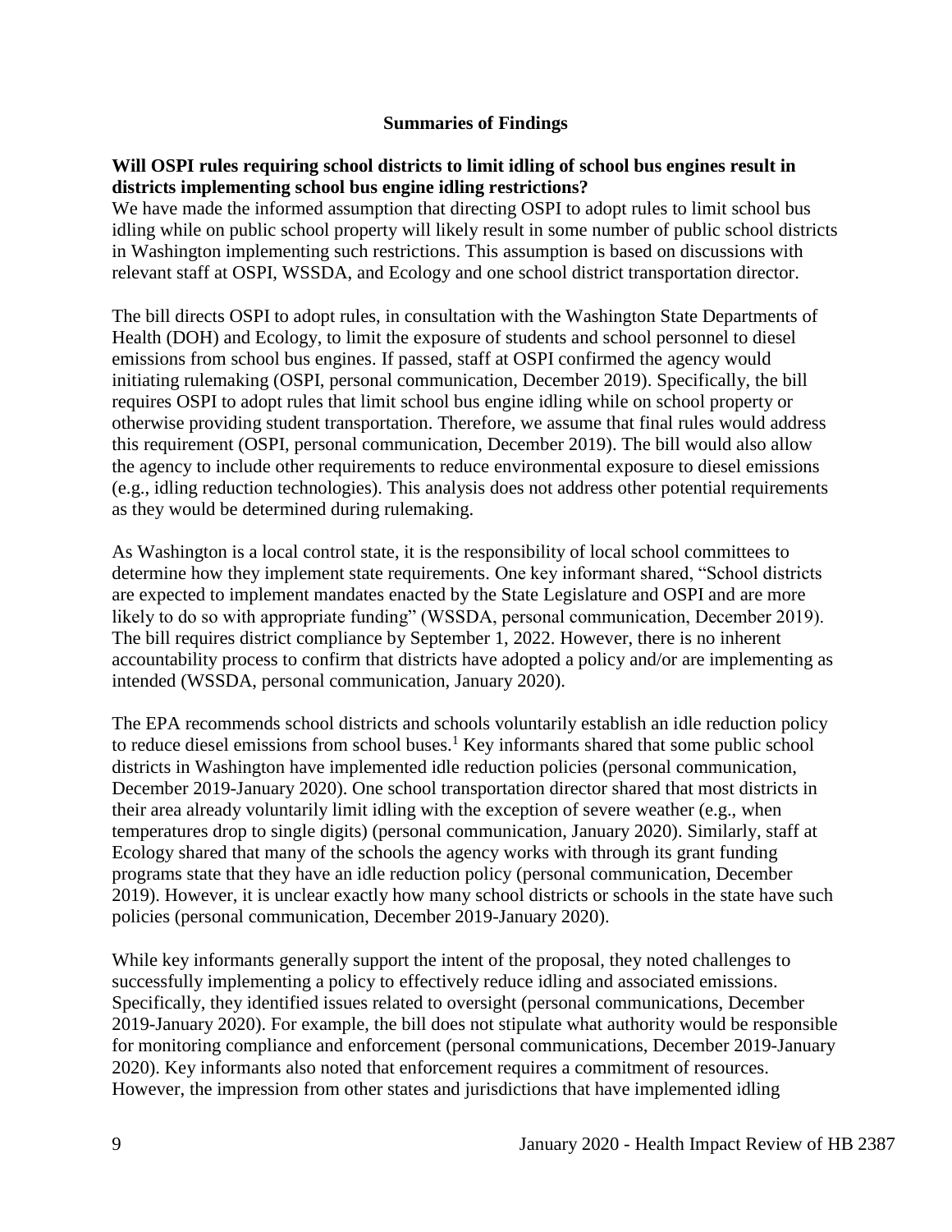## Summaries of Findings

**Will OSPI rules requiring school districts to limit idling of school bus engines result in districts implementing school bus engine idling restrictions?**

We have made the informed assumption that directing OSPI to adopt rules to limit school bus idling while on public school property will likely result in some number of public school districts in Washington implementing such restrictions. This assumption is based on discussions with relevant staff at OSPI, WSSDA, and Ecology and one school district transportation director.

The bill directs OSPI to adopt rules, in consultation with the Washington State Departments of Health (DOH) and Ecology, to limit the exposure of students and school personnel to diesel emissions from school bus engines. If passed, staff at OSPI confirmed the agency would initiating rulemaking (OSPI, personal communication, December 2019). Specifically, the bill requires OSPI to adopt rules that limit school bus engine idling while on school property or otherwise providing student transportation. Therefore, we assume that final rules would address this requirement (OSPI, personal communication, December 2019). The bill would also allow the agency to include other requirements to reduce environmental exposure to diesel emissions (e.g., idling reduction technologies). This analysis does not address other potential requirements as they would be determined during rulemaking.

As Washington is a local control state, it is the responsibility of local school committees to determine how they implement state requirements. One key informant shared, "School districts are expected to implement mandates enacted by the State Legislature and OSPI and are more likely to do so with appropriate funding" (WSSDA, personal communication, December 2019). The bill requires district compliance by September 1, 2022. However, there is no inherent accountability process to confirm that districts have adopted a policy and/or are implementing as intended (WSSDA, personal communication, January 2020).

The EPA recommends school districts and schools voluntarily establish an idle reduction policy to reduce diesel emissions from school buses.[1] Key informants shared that some public school districts in Washington have implemented idle reduction policies (personal communication, December 2019-January 2020). One school transportation director shared that most districts in their area already voluntarily limit idling with the exception of severe weather (e.g., when temperatures drop to single digits) (personal communication, January 2020). Similarly, staff at Ecology shared that many of the schools the agency works with through its grant funding programs state that they have an idle reduction policy (personal communication, December 2019). However, it is unclear exactly how many school districts or schools in the state have such policies (personal communication, December 2019-January 2020).

While key informants generally support the intent of the proposal, they noted challenges to successfully implementing a policy to effectively reduce idling and associated emissions. Specifically, they identified issues related to oversight (personal communications, December 2019-January 2020). For example, the bill does not stipulate what authority would be responsible for monitoring compliance and enforcement (personal communications, December 2019-January 2020). Key informants also noted that enforcement requires a commitment of resources. However, the impression from other states and jurisdictions that have implemented idling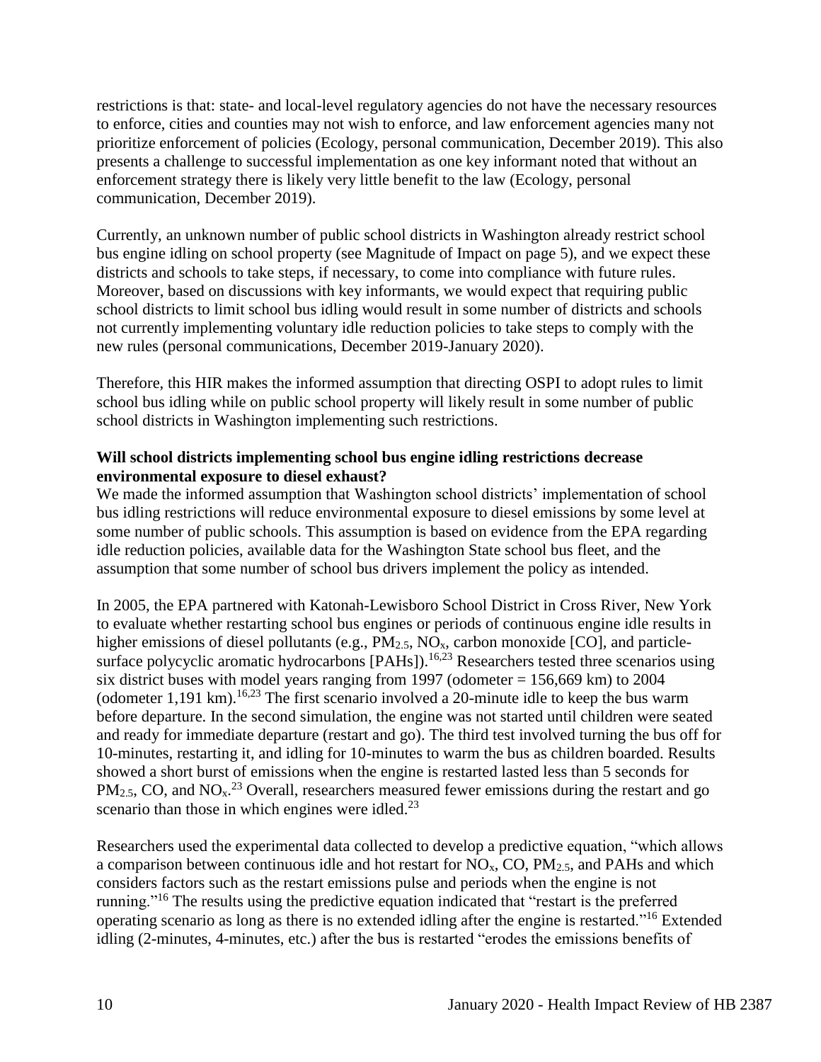restrictions is that: state- and local-level regulatory agencies do not have the necessary resources to enforce, cities and counties may not wish to enforce, and law enforcement agencies many not prioritize enforcement of policies (Ecology, personal communication, December 2019). This also presents a challenge to successful implementation as one key informant noted that without an enforcement strategy there is likely very little benefit to the law (Ecology, personal communication, December 2019).

Currently, an unknown number of public school districts in Washington already restrict school bus engine idling on school property (see Magnitude of Impact on page 5), and we expect these districts and schools to take steps, if necessary, to come into compliance with future rules. Moreover, based on discussions with key informants, we would expect that requiring public school districts to limit school bus idling would result in some number of districts and schools not currently implementing voluntary idle reduction policies to take steps to comply with the new rules (personal communications, December 2019-January 2020).

Therefore, this HIR makes the informed assumption that directing OSPI to adopt rules to limit school bus idling while on public school property will likely result in some number of public school districts in Washington implementing such restrictions.

**Will school districts implementing school bus engine idling restrictions decrease environmental exposure to diesel exhaust?**

We made the informed assumption that Washington school districts' implementation of school bus idling restrictions will reduce environmental exposure to diesel emissions by some level at some number of public schools. This assumption is based on evidence from the EPA regarding idle reduction policies, available data for the Washington State school bus fleet, and the assumption that some number of school bus drivers implement the policy as intended.

In 2005, the EPA partnered with Katonah-Lewisboro School District in Cross River, New York to evaluate whether restarting school bus engines or periods of continuous engine idle results in higher emissions of diesel pollutants (e.g., $PM_{2.5}$, $NO_x$, carbon monoxide [CO], and particle-surface polycyclic aromatic hydrocarbons [PAHs]).[16,23] Researchers tested three scenarios using six district buses with model years ranging from 1997 (odometer = 156,669 km) to 2004 (odometer 1,191 km).[16,23] The first scenario involved a 20-minute idle to keep the bus warm before departure. In the second simulation, the engine was not started until children were seated and ready for immediate departure (restart and go). The third test involved turning the bus off for 10-minutes, restarting it, and idling for 10-minutes to warm the bus as children boarded. Results showed a short burst of emissions when the engine is restarted lasted less than 5 seconds for $PM_{2.5}$, CO, and $NO_x$.[23] Overall, researchers measured fewer emissions during the restart and go scenario than those in which engines were idled.[23]

Researchers used the experimental data collected to develop a predictive equation, "which allows a comparison between continuous idle and hot restart for $NO_x$, CO, $PM_{2.5}$, and PAHs and which considers factors such as the restart emissions pulse and periods when the engine is not running."[16] The results using the predictive equation indicated that "restart is the preferred operating scenario as long as there is no extended idling after the engine is restarted."[16] Extended idling (2-minutes, 4-minutes, etc.) after the bus is restarted "erodes the emissions benefits of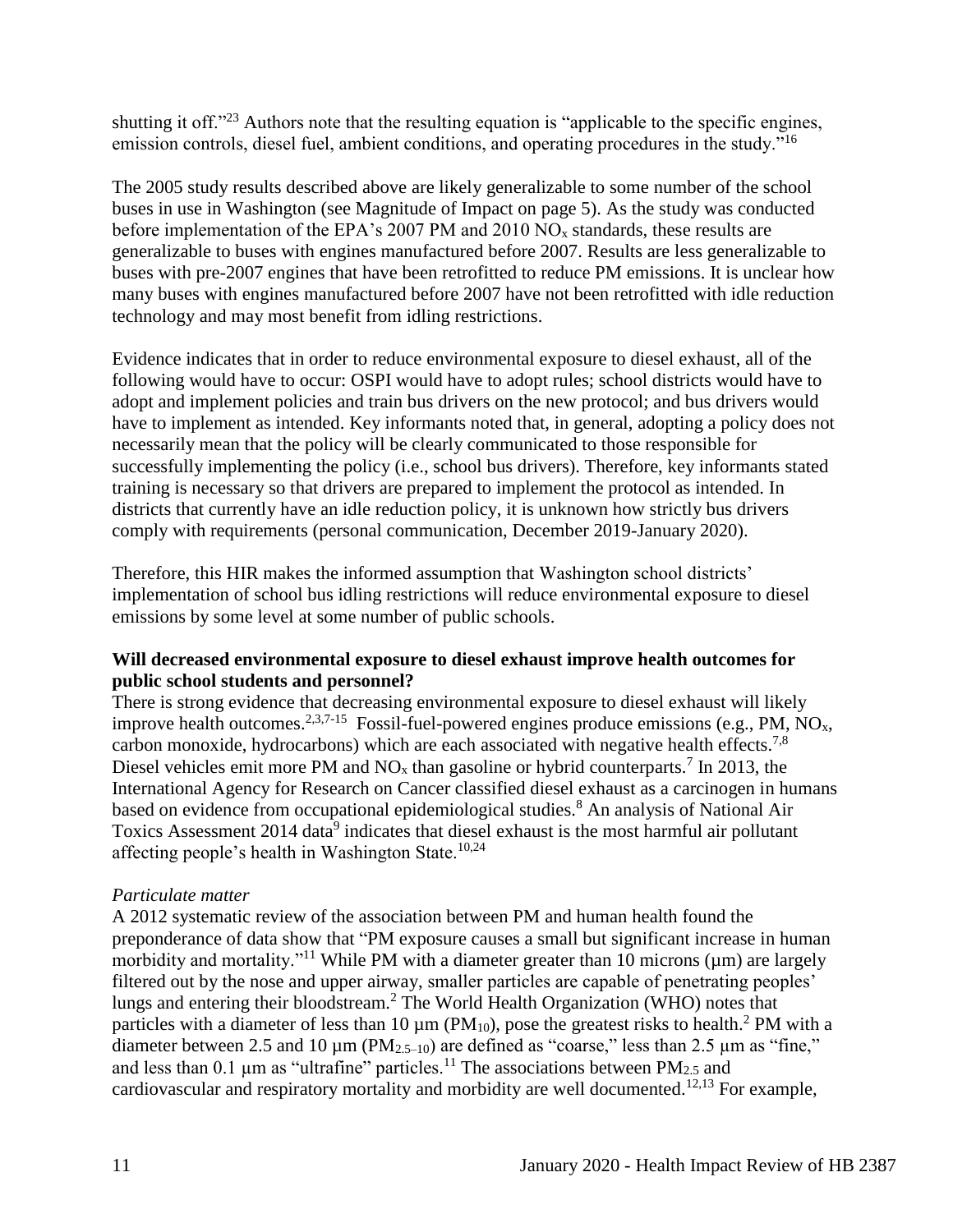shutting it off."[23] Authors note that the resulting equation is "applicable to the specific engines, emission controls, diesel fuel, ambient conditions, and operating procedures in the study."[16]

The 2005 study results described above are likely generalizable to some number of the school buses in use in Washington (see Magnitude of Impact on page 5). As the study was conducted before implementation of the EPA's 2007 PM and 2010 $NO_x$ standards, these results are generalizable to buses with engines manufactured before 2007. Results are less generalizable to buses with pre-2007 engines that have been retrofitted to reduce PM emissions. It is unclear how many buses with engines manufactured before 2007 have not been retrofitted with idle reduction technology and may most benefit from idling restrictions.

Evidence indicates that in order to reduce environmental exposure to diesel exhaust, all of the following would have to occur: OSPI would have to adopt rules; school districts would have to adopt and implement policies and train bus drivers on the new protocol; and bus drivers would have to implement as intended. Key informants noted that, in general, adopting a policy does not necessarily mean that the policy will be clearly communicated to those responsible for successfully implementing the policy (i.e., school bus drivers). Therefore, key informants stated training is necessary so that drivers are prepared to implement the protocol as intended. In districts that currently have an idle reduction policy, it is unknown how strictly bus drivers comply with requirements (personal communication, December 2019-January 2020).

Therefore, this HIR makes the informed assumption that Washington school districts' implementation of school bus idling restrictions will reduce environmental exposure to diesel emissions by some level at some number of public schools.

**Will decreased environmental exposure to diesel exhaust improve health outcomes for public school students and personnel?**

There is strong evidence that decreasing environmental exposure to diesel exhaust will likely improve health outcomes.[2,3,7-15] Fossil-fuel-powered engines produce emissions (e.g., PM, $NO_x$, carbon monoxide, hydrocarbons) which are each associated with negative health effects.[7,8] Diesel vehicles emit more PM and $NO_x$ than gasoline or hybrid counterparts.[7] In 2013, the International Agency for Research on Cancer classified diesel exhaust as a carcinogen in humans based on evidence from occupational epidemiological studies.[8] An analysis of National Air Toxics Assessment 2014 data[9] indicates that diesel exhaust is the most harmful air pollutant affecting people's health in Washington State.[10,24]

*Particulate matter*

A 2012 systematic review of the association between PM and human health found the preponderance of data show that "PM exposure causes a small but significant increase in human morbidity and mortality."[11] While PM with a diameter greater than 10 microns (µm) are largely filtered out by the nose and upper airway, smaller particles are capable of penetrating peoples' lungs and entering their bloodstream.[2] The World Health Organization (WHO) notes that particles with a diameter of less than 10 µm ($PM_{10}$), pose the greatest risks to health.[2] PM with a diameter between 2.5 and 10 µm ($PM_{2.5-10}$) are defined as "coarse," less than 2.5 µm as "fine," and less than 0.1 µm as "ultrafine" particles.[11] The associations between $PM_{2.5}$ and cardiovascular and respiratory mortality and morbidity are well documented.[12,13] For example,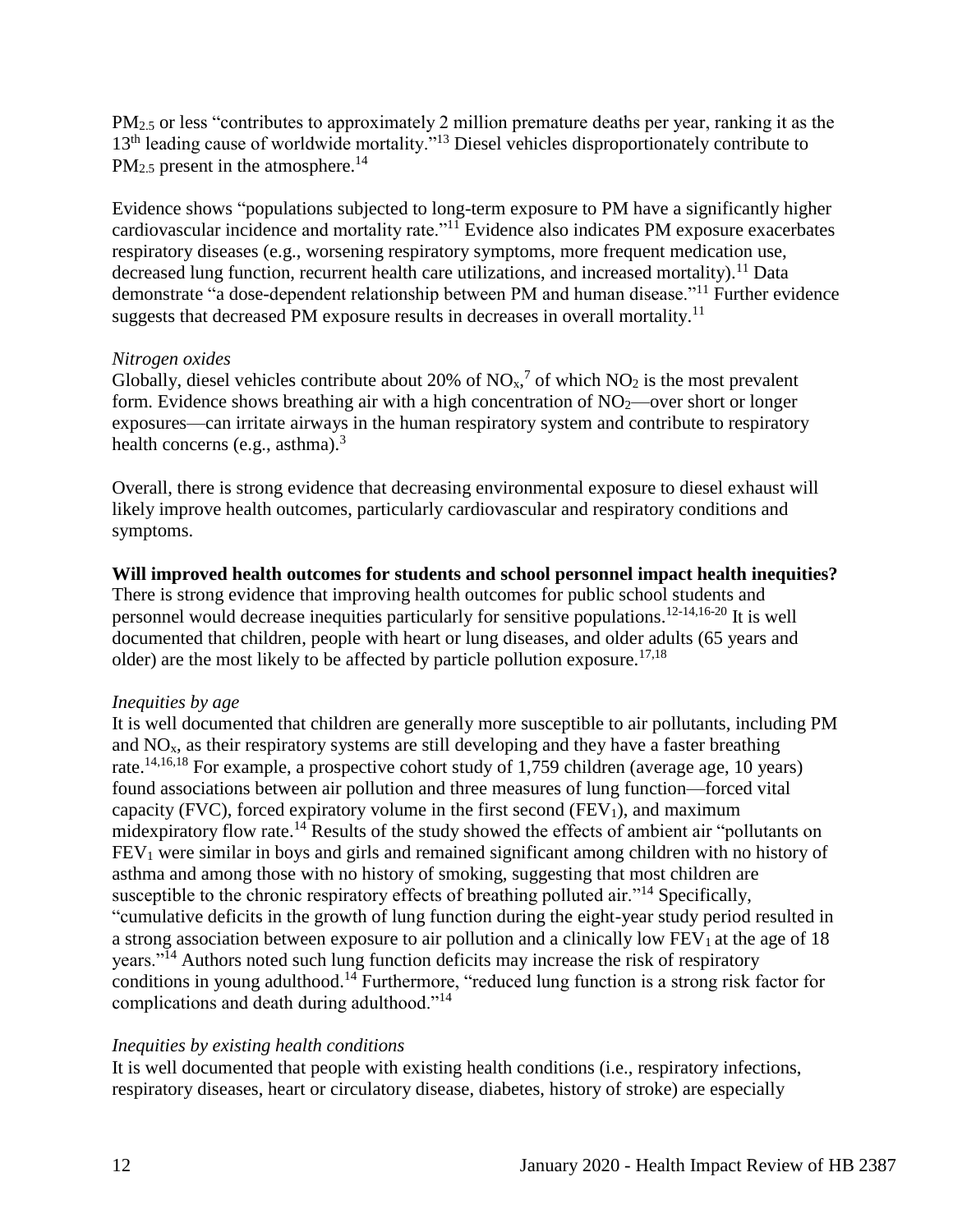$PM_{2.5}$ or less "contributes to approximately 2 million premature deaths per year, ranking it as the 13th leading cause of worldwide mortality."[13] Diesel vehicles disproportionately contribute to $PM_{2.5}$ present in the atmosphere.[14]

Evidence shows "populations subjected to long-term exposure to PM have a significantly higher cardiovascular incidence and mortality rate."[11] Evidence also indicates PM exposure exacerbates respiratory diseases (e.g., worsening respiratory symptoms, more frequent medication use, decreased lung function, recurrent health care utilizations, and increased mortality).[11] Data demonstrate "a dose-dependent relationship between PM and human disease."[11] Further evidence suggests that decreased PM exposure results in decreases in overall mortality.[11]

*Nitrogen oxides*

Globally, diesel vehicles contribute about 20% of $NO_x$,[7] of which $NO_2$ is the most prevalent form. Evidence shows breathing air with a high concentration of $NO_2$—over short or longer exposures—can irritate airways in the human respiratory system and contribute to respiratory health concerns (e.g., asthma).[3]

Overall, there is strong evidence that decreasing environmental exposure to diesel exhaust will likely improve health outcomes, particularly cardiovascular and respiratory conditions and symptoms.

**Will improved health outcomes for students and school personnel impact health inequities?**

There is strong evidence that improving health outcomes for public school students and personnel would decrease inequities particularly for sensitive populations.[12-14,16-20] It is well documented that children, people with heart or lung diseases, and older adults (65 years and older) are the most likely to be affected by particle pollution exposure.[17,18]

*Inequities by age*

It is well documented that children are generally more susceptible to air pollutants, including PM and $NO_x$, as their respiratory systems are still developing and they have a faster breathing rate.[14,16,18] For example, a prospective cohort study of 1,759 children (average age, 10 years) found associations between air pollution and three measures of lung function—forced vital capacity (FVC), forced expiratory volume in the first second ($FEV_1$), and maximum midexpiratory flow rate.[14] Results of the study showed the effects of ambient air "pollutants on $FEV_1$ were similar in boys and girls and remained significant among children with no history of asthma and among those with no history of smoking, suggesting that most children are susceptible to the chronic respiratory effects of breathing polluted air."[14] Specifically, "cumulative deficits in the growth of lung function during the eight-year study period resulted in a strong association between exposure to air pollution and a clinically low $FEV_1$ at the age of 18 years."[14] Authors noted such lung function deficits may increase the risk of respiratory conditions in young adulthood.[14] Furthermore, "reduced lung function is a strong risk factor for complications and death during adulthood."[14]

*Inequities by existing health conditions*

It is well documented that people with existing health conditions (i.e., respiratory infections, respiratory diseases, heart or circulatory disease, diabetes, history of stroke) are especially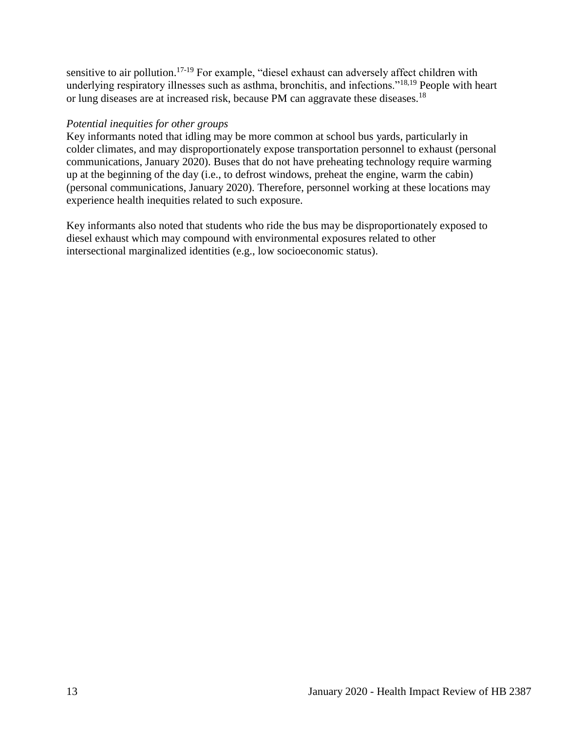sensitive to air pollution.[17-19] For example, "diesel exhaust can adversely affect children with underlying respiratory illnesses such as asthma, bronchitis, and infections."[18,19] People with heart or lung diseases are at increased risk, because PM can aggravate these diseases.[18]

*Potential inequities for other groups*

Key informants noted that idling may be more common at school bus yards, particularly in colder climates, and may disproportionately expose transportation personnel to exhaust (personal communications, January 2020). Buses that do not have preheating technology require warming up at the beginning of the day (i.e., to defrost windows, preheat the engine, warm the cabin) (personal communications, January 2020). Therefore, personnel working at these locations may experience health inequities related to such exposure.

Key informants also noted that students who ride the bus may be disproportionately exposed to diesel exhaust which may compound with environmental exposures related to other intersectional marginalized identities (e.g., low socioeconomic status).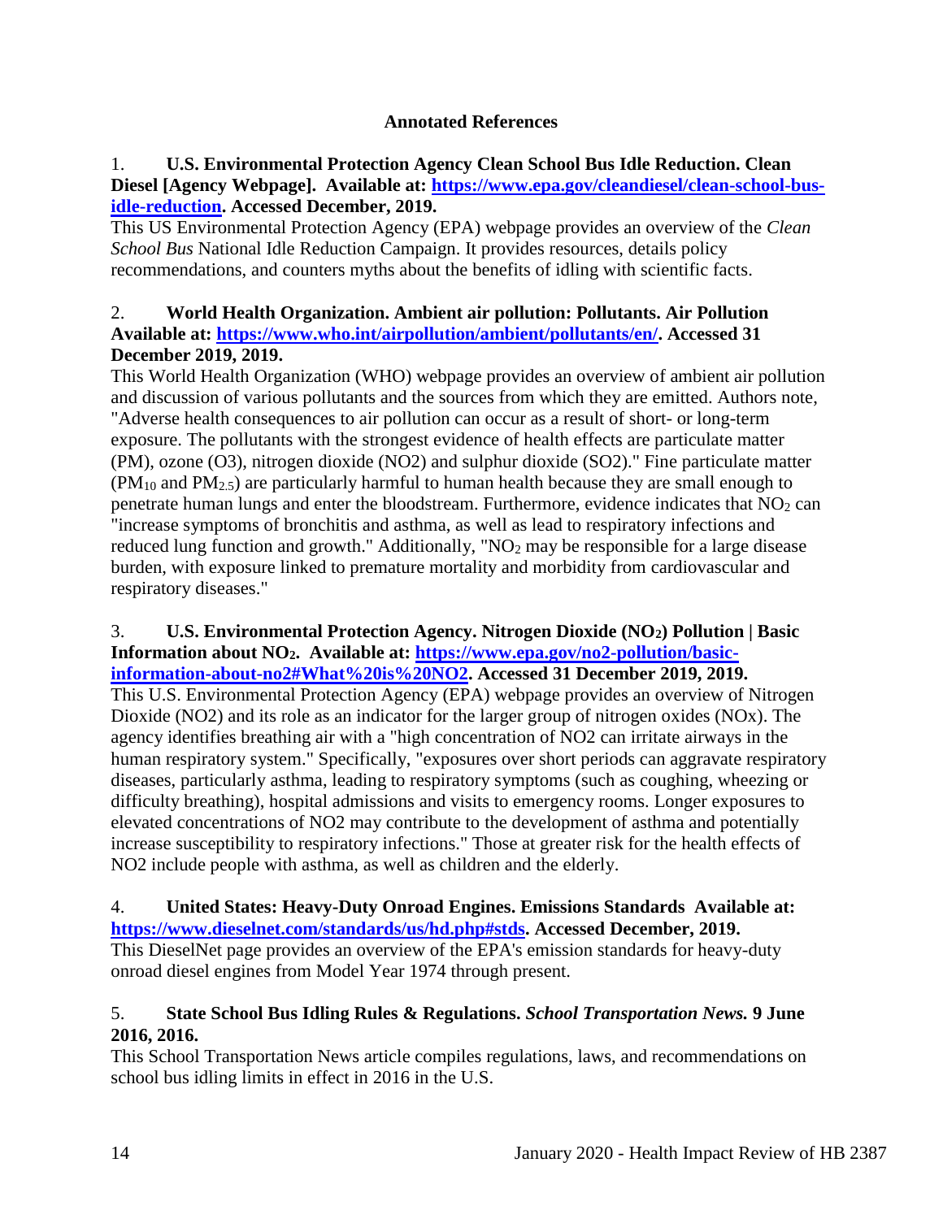## Annotated References

1. **U.S. Environmental Protection Agency Clean School Bus Idle Reduction. Clean Diesel [Agency Webpage]. Available at: [https://www.epa.gov/cleandiesel/clean-school-bus-idle-reduction](https://www.epa.gov/cleandiesel/clean-school-bus-idle-reduction). Accessed December, 2019.**
This US Environmental Protection Agency (EPA) webpage provides an overview of the *Clean School Bus* National Idle Reduction Campaign. It provides resources, details policy recommendations, and counters myths about the benefits of idling with scientific facts.

2. **World Health Organization. Ambient air pollution: Pollutants. Air Pollution Available at: [https://www.who.int/airpollution/ambient/pollutants/en/](https://www.who.int/airpollution/ambient/pollutants/en/). Accessed 31 December 2019, 2019.**
This World Health Organization (WHO) webpage provides an overview of ambient air pollution and discussion of various pollutants and the sources from which they are emitted. Authors note, "Adverse health consequences to air pollution can occur as a result of short- or long-term exposure. The pollutants with the strongest evidence of health effects are particulate matter (PM), ozone (O3), nitrogen dioxide (NO2) and sulphur dioxide (SO2)." Fine particulate matter ($PM_{10}$ and $PM_{2.5}$) are particularly harmful to human health because they are small enough to penetrate human lungs and enter the bloodstream. Furthermore, evidence indicates that $NO_2$ can "increase symptoms of bronchitis and asthma, as well as lead to respiratory infections and reduced lung function and growth." Additionally, "$NO_2$ may be responsible for a large disease burden, with exposure linked to premature mortality and morbidity from cardiovascular and respiratory diseases."

3. **U.S. Environmental Protection Agency. Nitrogen Dioxide ($NO_2$) Pollution | Basic Information about $NO_2$. Available at: [https://www.epa.gov/no2-pollution/basic-information-about-no2#What%20is%20NO2](https://www.epa.gov/no2-pollution/basic-information-about-no2#What%20is%20NO2). Accessed 31 December 2019, 2019.**
This U.S. Environmental Protection Agency (EPA) webpage provides an overview of Nitrogen Dioxide (NO2) and its role as an indicator for the larger group of nitrogen oxides (NOx). The agency identifies breathing air with a "high concentration of NO2 can irritate airways in the human respiratory system." Specifically, "exposures over short periods can aggravate respiratory diseases, particularly asthma, leading to respiratory symptoms (such as coughing, wheezing or difficulty breathing), hospital admissions and visits to emergency rooms. Longer exposures to elevated concentrations of NO2 may contribute to the development of asthma and potentially increase susceptibility to respiratory infections." Those at greater risk for the health effects of NO2 include people with asthma, as well as children and the elderly.

4. **United States: Heavy-Duty Onroad Engines. Emissions Standards Available at: [https://www.dieselnet.com/standards/us/hd.php#stds](https://www.dieselnet.com/standards/us/hd.php#stds). Accessed December, 2019.**
This DieselNet page provides an overview of the EPA's emission standards for heavy-duty onroad diesel engines from Model Year 1974 through present.

5. **State School Bus Idling Rules & Regulations. *School Transportation News.* 9 June 2016, 2016.**
This School Transportation News article compiles regulations, laws, and recommendations on school bus idling limits in effect in 2016 in the U.S.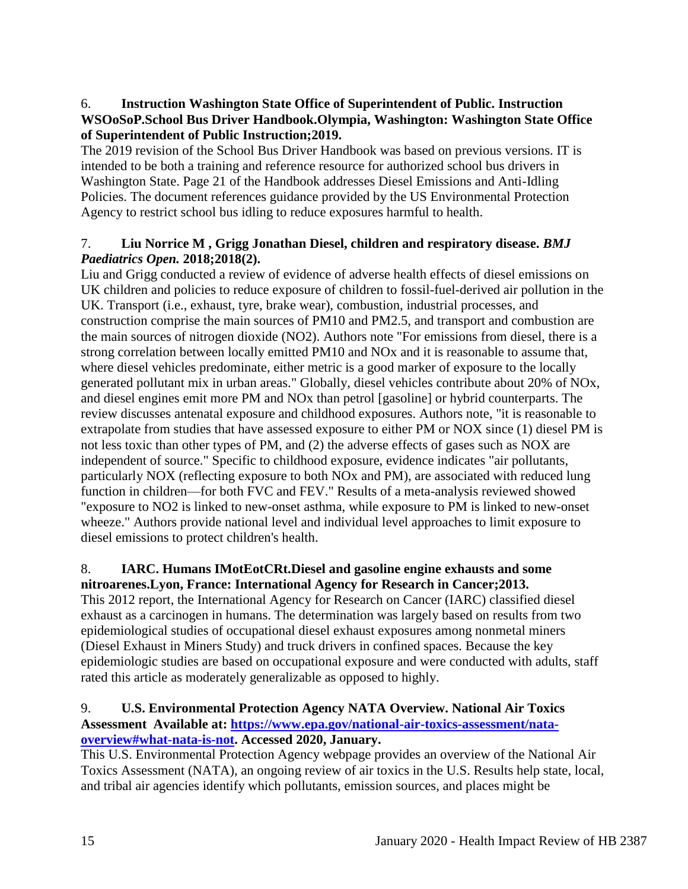6. **Instruction Washington State Office of Superintendent of Public. Instruction WSOoSoP.School Bus Driver Handbook.Olympia, Washington: Washington State Office of Superintendent of Public Instruction;2019.**

The 2019 revision of the School Bus Driver Handbook was based on previous versions. IT is intended to be both a training and reference resource for authorized school bus drivers in Washington State. Page 21 of the Handbook addresses Diesel Emissions and Anti-Idling Policies. The document references guidance provided by the US Environmental Protection Agency to restrict school bus idling to reduce exposures harmful to health.

7. **Liu Norrice M , Grigg Jonathan Diesel, children and respiratory disease.** ***BMJ Paediatrics Open.*** **2018;2018(2).**

Liu and Grigg conducted a review of evidence of adverse health effects of diesel emissions on UK children and policies to reduce exposure of children to fossil-fuel-derived air pollution in the UK. Transport (i.e., exhaust, tyre, brake wear), combustion, industrial processes, and construction comprise the main sources of PM10 and PM2.5, and transport and combustion are the main sources of nitrogen dioxide (NO2). Authors note "For emissions from diesel, there is a strong correlation between locally emitted PM10 and NOx and it is reasonable to assume that, where diesel vehicles predominate, either metric is a good marker of exposure to the locally generated pollutant mix in urban areas." Globally, diesel vehicles contribute about 20% of NOx, and diesel engines emit more PM and NOx than petrol [gasoline] or hybrid counterparts. The review discusses antenatal exposure and childhood exposures. Authors note, "it is reasonable to extrapolate from studies that have assessed exposure to either PM or NOX since (1) diesel PM is not less toxic than other types of PM, and (2) the adverse effects of gases such as NOX are independent of source." Specific to childhood exposure, evidence indicates "air pollutants, particularly NOX (reflecting exposure to both NOx and PM), are associated with reduced lung function in children—for both FVC and FEV." Results of a meta-analysis reviewed showed "exposure to NO2 is linked to new-onset asthma, while exposure to PM is linked to new-onset wheeze." Authors provide national level and individual level approaches to limit exposure to diesel emissions to protect children's health.

8. **IARC. Humans IMotEotCRt.Diesel and gasoline engine exhausts and some nitroarenes.Lyon, France: International Agency for Research in Cancer;2013.**

This 2012 report, the International Agency for Research on Cancer (IARC) classified diesel exhaust as a carcinogen in humans. The determination was largely based on results from two epidemiological studies of occupational diesel exhaust exposures among nonmetal miners (Diesel Exhaust in Miners Study) and truck drivers in confined spaces. Because the key epidemiologic studies are based on occupational exposure and were conducted with adults, staff rated this article as moderately generalizable as opposed to highly.

9. **U.S. Environmental Protection Agency NATA Overview. National Air Toxics Assessment Available at: [https://www.epa.gov/national-air-toxics-assessment/nata-overview#what-nata-is-not](https://www.epa.gov/national-air-toxics-assessment/nata-overview#what-nata-is-not). Accessed 2020, January.**

This U.S. Environmental Protection Agency webpage provides an overview of the National Air Toxics Assessment (NATA), an ongoing review of air toxics in the U.S. Results help state, local, and tribal air agencies identify which pollutants, emission sources, and places might be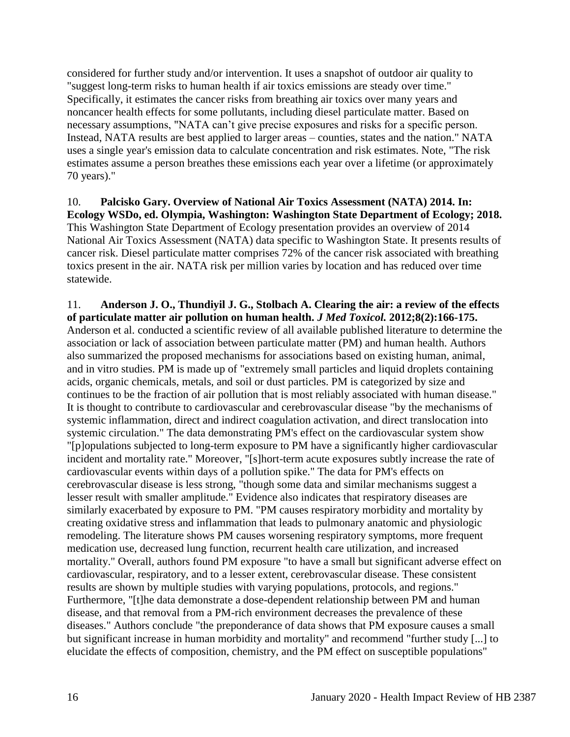considered for further study and/or intervention. It uses a snapshot of outdoor air quality to "suggest long-term risks to human health if air toxics emissions are steady over time." Specifically, it estimates the cancer risks from breathing air toxics over many years and noncancer health effects for some pollutants, including diesel particulate matter. Based on necessary assumptions, "NATA can't give precise exposures and risks for a specific person. Instead, NATA results are best applied to larger areas – counties, states and the nation." NATA uses a single year's emission data to calculate concentration and risk estimates. Note, "The risk estimates assume a person breathes these emissions each year over a lifetime (or approximately 70 years)."

10. **Palcisko Gary. Overview of National Air Toxics Assessment (NATA) 2014. In: Ecology WSDo, ed. Olympia, Washington: Washington State Department of Ecology; 2018.** This Washington State Department of Ecology presentation provides an overview of 2014 National Air Toxics Assessment (NATA) data specific to Washington State. It presents results of cancer risk. Diesel particulate matter comprises 72% of the cancer risk associated with breathing toxics present in the air. NATA risk per million varies by location and has reduced over time statewide.

11. **Anderson J. O., Thundiyil J. G., Stolbach A. Clearing the air: a review of the effects of particulate matter air pollution on human health. *J Med Toxicol.* 2012;8(2):166-175.** Anderson et al. conducted a scientific review of all available published literature to determine the association or lack of association between particulate matter (PM) and human health. Authors also summarized the proposed mechanisms for associations based on existing human, animal, and in vitro studies. PM is made up of "extremely small particles and liquid droplets containing acids, organic chemicals, metals, and soil or dust particles. PM is categorized by size and continues to be the fraction of air pollution that is most reliably associated with human disease." It is thought to contribute to cardiovascular and cerebrovascular disease "by the mechanisms of systemic inflammation, direct and indirect coagulation activation, and direct translocation into systemic circulation." The data demonstrating PM's effect on the cardiovascular system show "[p]opulations subjected to long-term exposure to PM have a significantly higher cardiovascular incident and mortality rate." Moreover, "[s]hort-term acute exposures subtly increase the rate of cardiovascular events within days of a pollution spike." The data for PM's effects on cerebrovascular disease is less strong, "though some data and similar mechanisms suggest a lesser result with smaller amplitude." Evidence also indicates that respiratory diseases are similarly exacerbated by exposure to PM. "PM causes respiratory morbidity and mortality by creating oxidative stress and inflammation that leads to pulmonary anatomic and physiologic remodeling. The literature shows PM causes worsening respiratory symptoms, more frequent medication use, decreased lung function, recurrent health care utilization, and increased mortality." Overall, authors found PM exposure "to have a small but significant adverse effect on cardiovascular, respiratory, and to a lesser extent, cerebrovascular disease. These consistent results are shown by multiple studies with varying populations, protocols, and regions." Furthermore, "[t]he data demonstrate a dose-dependent relationship between PM and human disease, and that removal from a PM-rich environment decreases the prevalence of these diseases." Authors conclude "the preponderance of data shows that PM exposure causes a small but significant increase in human morbidity and mortality" and recommend "further study [...] to elucidate the effects of composition, chemistry, and the PM effect on susceptible populations"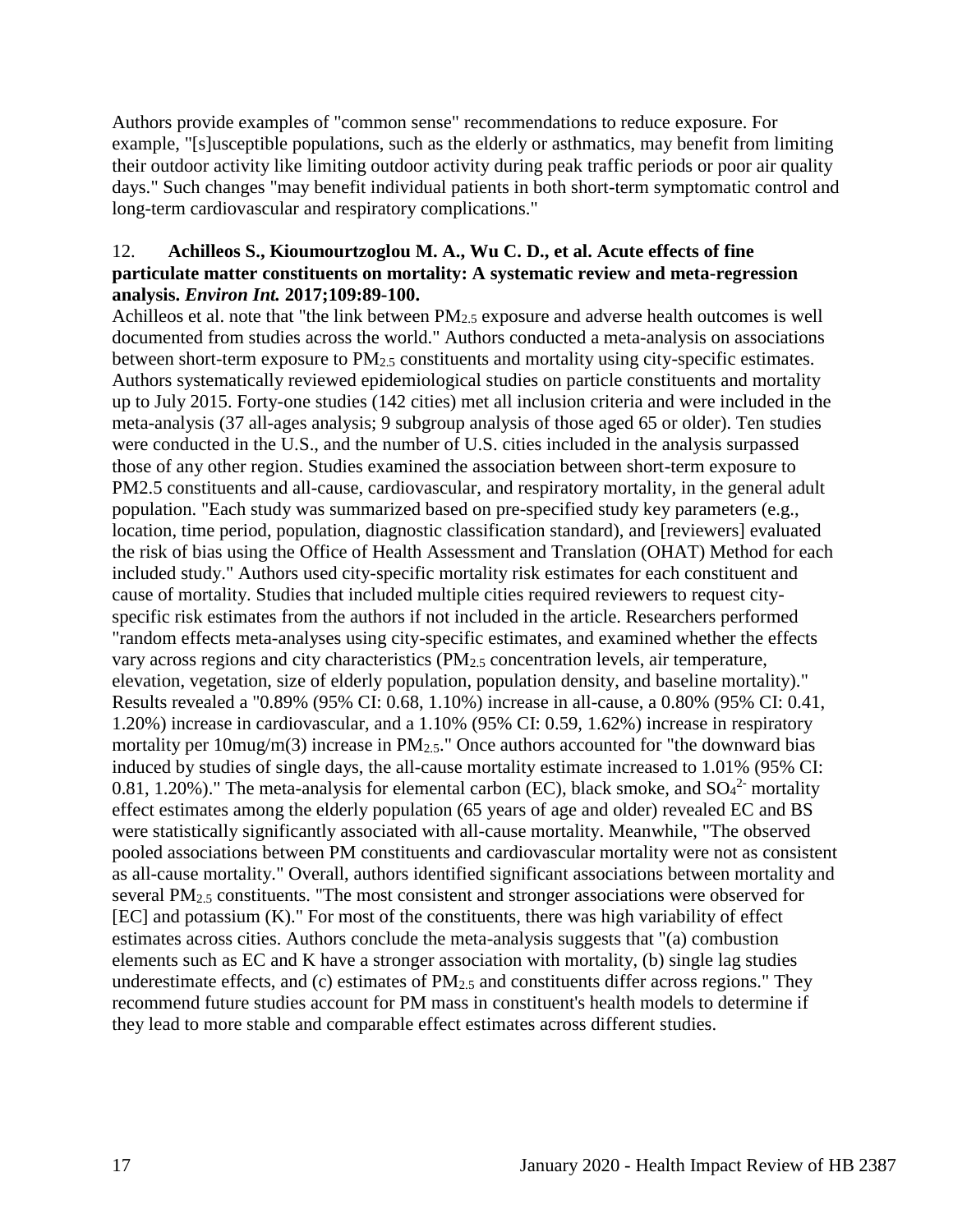Authors provide examples of "common sense" recommendations to reduce exposure. For example, "[s]usceptible populations, such as the elderly or asthmatics, may benefit from limiting their outdoor activity like limiting outdoor activity during peak traffic periods or poor air quality days." Such changes "may benefit individual patients in both short-term symptomatic control and long-term cardiovascular and respiratory complications."

12. **Achilleos S., Kioumourtzoglou M. A., Wu C. D., et al. Acute effects of fine particulate matter constituents on mortality: A systematic review and meta-regression analysis. *Environ Int.* 2017;109:89-100.**

Achilleos et al. note that "the link between $PM_{2.5}$ exposure and adverse health outcomes is well documented from studies across the world." Authors conducted a meta-analysis on associations between short-term exposure to $PM_{2.5}$ constituents and mortality using city-specific estimates. Authors systematically reviewed epidemiological studies on particle constituents and mortality up to July 2015. Forty-one studies (142 cities) met all inclusion criteria and were included in the meta-analysis (37 all-ages analysis; 9 subgroup analysis of those aged 65 or older). Ten studies were conducted in the U.S., and the number of U.S. cities included in the analysis surpassed those of any other region. Studies examined the association between short-term exposure to PM2.5 constituents and all-cause, cardiovascular, and respiratory mortality, in the general adult population. "Each study was summarized based on pre-specified study key parameters (e.g., location, time period, population, diagnostic classification standard), and [reviewers] evaluated the risk of bias using the Office of Health Assessment and Translation (OHAT) Method for each included study." Authors used city-specific mortality risk estimates for each constituent and cause of mortality. Studies that included multiple cities required reviewers to request city-specific risk estimates from the authors if not included in the article. Researchers performed "random effects meta-analyses using city-specific estimates, and examined whether the effects vary across regions and city characteristics ($PM_{2.5}$ concentration levels, air temperature, elevation, vegetation, size of elderly population, population density, and baseline mortality)." Results revealed a "0.89% (95% CI: 0.68, 1.10%) increase in all-cause, a 0.80% (95% CI: 0.41, 1.20%) increase in cardiovascular, and a 1.10% (95% CI: 0.59, 1.62%) increase in respiratory mortality per 10mug/m(3) increase in $PM_{2.5}$." Once authors accounted for "the downward bias induced by studies of single days, the all-cause mortality estimate increased to 1.01% (95% CI: 0.81, 1.20%)." The meta-analysis for elemental carbon (EC), black smoke, and $SO_4^{2-}$ mortality effect estimates among the elderly population (65 years of age and older) revealed EC and BS were statistically significantly associated with all-cause mortality. Meanwhile, "The observed pooled associations between PM constituents and cardiovascular mortality were not as consistent as all-cause mortality." Overall, authors identified significant associations between mortality and several $PM_{2.5}$ constituents. "The most consistent and stronger associations were observed for [EC] and potassium (K)." For most of the constituents, there was high variability of effect estimates across cities. Authors conclude the meta-analysis suggests that "(a) combustion elements such as EC and K have a stronger association with mortality, (b) single lag studies underestimate effects, and (c) estimates of $PM_{2.5}$ and constituents differ across regions." They recommend future studies account for PM mass in constituent's health models to determine if they lead to more stable and comparable effect estimates across different studies.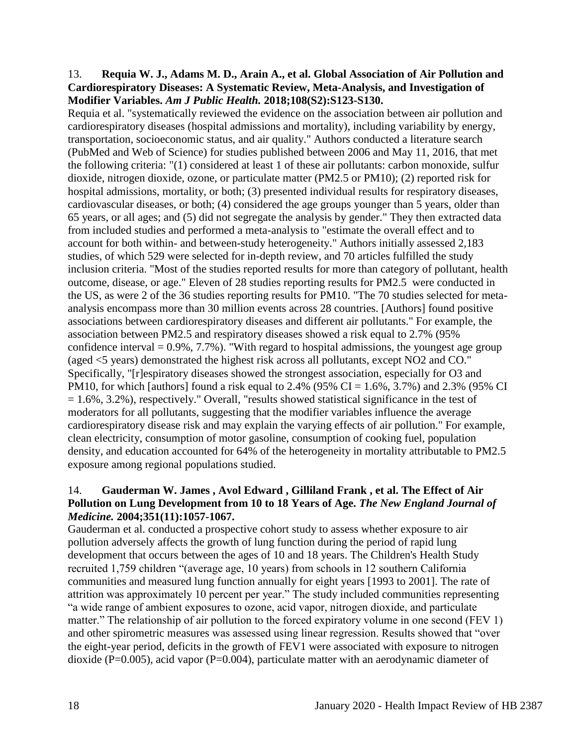13. **Requia W. J., Adams M. D., Arain A., et al. Global Association of Air Pollution and Cardiorespiratory Diseases: A Systematic Review, Meta-Analysis, and Investigation of Modifier Variables.** ***Am J Public Health.*** **2018;108(S2):S123-S130.**

Requia et al. "systematically reviewed the evidence on the association between air pollution and cardiorespiratory diseases (hospital admissions and mortality), including variability by energy, transportation, socioeconomic status, and air quality." Authors conducted a literature search (PubMed and Web of Science) for studies published between 2006 and May 11, 2016, that met the following criteria: "(1) considered at least 1 of these air pollutants: carbon monoxide, sulfur dioxide, nitrogen dioxide, ozone, or particulate matter (PM2.5 or PM10); (2) reported risk for hospital admissions, mortality, or both; (3) presented individual results for respiratory diseases, cardiovascular diseases, or both; (4) considered the age groups younger than 5 years, older than 65 years, or all ages; and (5) did not segregate the analysis by gender." They then extracted data from included studies and performed a meta-analysis to "estimate the overall effect and to account for both within- and between-study heterogeneity." Authors initially assessed 2,183 studies, of which 529 were selected for in-depth review, and 70 articles fulfilled the study inclusion criteria. "Most of the studies reported results for more than category of pollutant, health outcome, disease, or age." Eleven of 28 studies reporting results for PM2.5 were conducted in the US, as were 2 of the 36 studies reporting results for PM10. "The 70 studies selected for meta-analysis encompass more than 30 million events across 28 countries. [Authors] found positive associations between cardiorespiratory diseases and different air pollutants." For example, the association between PM2.5 and respiratory diseases showed a risk equal to 2.7% (95% confidence interval = 0.9%, 7.7%). "With regard to hospital admissions, the youngest age group (aged <5 years) demonstrated the highest risk across all pollutants, except NO2 and CO." Specifically, "[r]espiratory diseases showed the strongest association, especially for O3 and PM10, for which [authors] found a risk equal to 2.4% (95% CI = 1.6%, 3.7%) and 2.3% (95% CI = 1.6%, 3.2%), respectively." Overall, "results showed statistical significance in the test of moderators for all pollutants, suggesting that the modifier variables influence the average cardiorespiratory disease risk and may explain the varying effects of air pollution." For example, clean electricity, consumption of motor gasoline, consumption of cooking fuel, population density, and education accounted for 64% of the heterogeneity in mortality attributable to PM2.5 exposure among regional populations studied.

14. **Gauderman W. James , Avol Edward , Gilliland Frank , et al. The Effect of Air Pollution on Lung Development from 10 to 18 Years of Age.** ***The New England Journal of Medicine.*** **2004;351(11):1057-1067.**

Gauderman et al. conducted a prospective cohort study to assess whether exposure to air pollution adversely affects the growth of lung function during the period of rapid lung development that occurs between the ages of 10 and 18 years. The Children's Health Study recruited 1,759 children "(average age, 10 years) from schools in 12 southern California communities and measured lung function annually for eight years [1993 to 2001]. The rate of attrition was approximately 10 percent per year." The study included communities representing "a wide range of ambient exposures to ozone, acid vapor, nitrogen dioxide, and particulate matter." The relationship of air pollution to the forced expiratory volume in one second (FEV 1) and other spirometric measures was assessed using linear regression. Results showed that "over the eight-year period, deficits in the growth of FEV1 were associated with exposure to nitrogen dioxide (P=0.005), acid vapor (P=0.004), particulate matter with an aerodynamic diameter of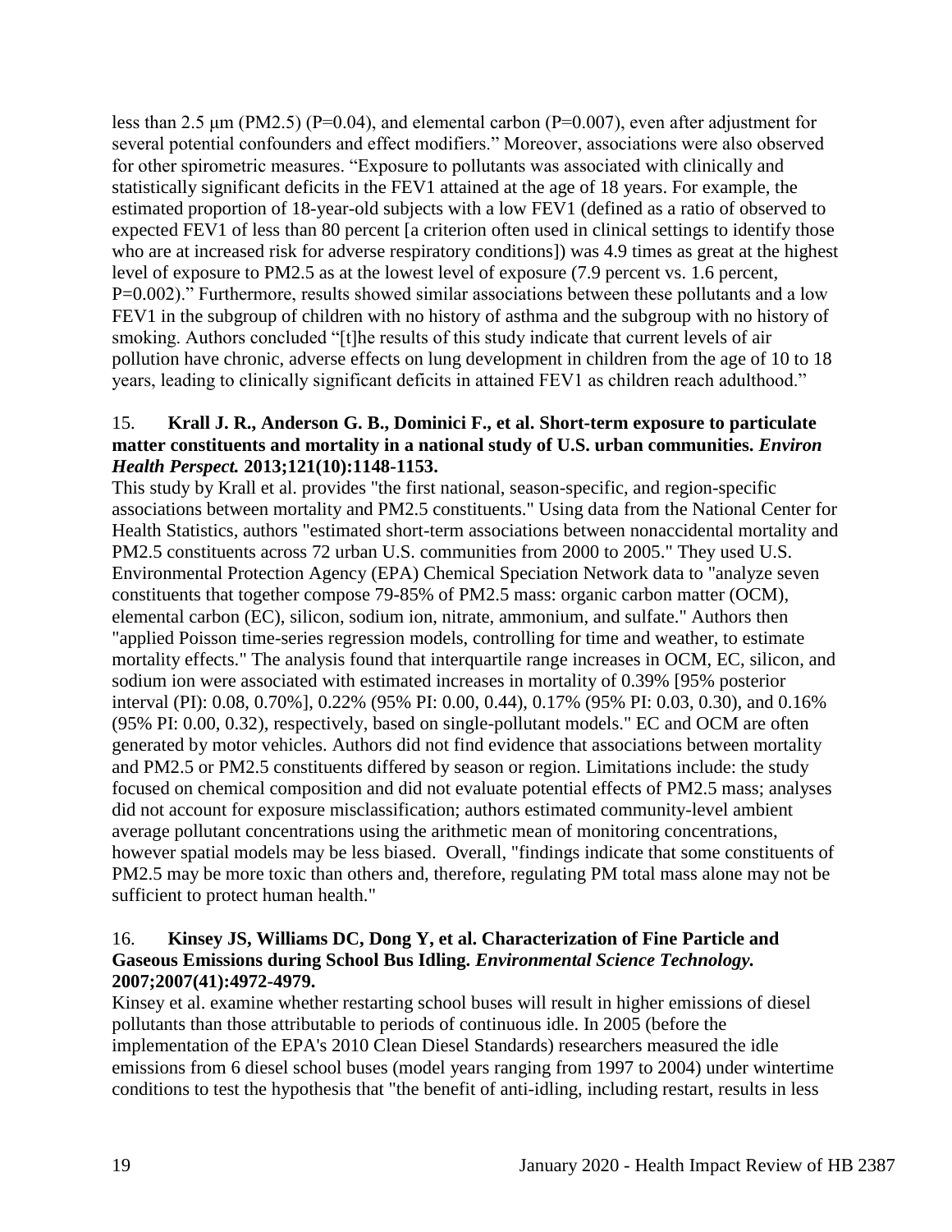less than 2.5 μm (PM2.5) (P=0.04), and elemental carbon (P=0.007), even after adjustment for several potential confounders and effect modifiers." Moreover, associations were also observed for other spirometric measures. "Exposure to pollutants was associated with clinically and statistically significant deficits in the FEV1 attained at the age of 18 years. For example, the estimated proportion of 18-year-old subjects with a low FEV1 (defined as a ratio of observed to expected FEV1 of less than 80 percent [a criterion often used in clinical settings to identify those who are at increased risk for adverse respiratory conditions]) was 4.9 times as great at the highest level of exposure to PM2.5 as at the lowest level of exposure (7.9 percent vs. 1.6 percent, P=0.002)." Furthermore, results showed similar associations between these pollutants and a low FEV1 in the subgroup of children with no history of asthma and the subgroup with no history of smoking. Authors concluded "[t]he results of this study indicate that current levels of air pollution have chronic, adverse effects on lung development in children from the age of 10 to 18 years, leading to clinically significant deficits in attained FEV1 as children reach adulthood."

15. **Krall J. R., Anderson G. B., Dominici F., et al. Short-term exposure to particulate matter constituents and mortality in a national study of U.S. urban communities. *Environ Health Perspect.* 2013;121(10):1148-1153.**

This study by Krall et al. provides "the first national, season-specific, and region-specific associations between mortality and PM2.5 constituents." Using data from the National Center for Health Statistics, authors "estimated short-term associations between nonaccidental mortality and PM2.5 constituents across 72 urban U.S. communities from 2000 to 2005." They used U.S. Environmental Protection Agency (EPA) Chemical Speciation Network data to "analyze seven constituents that together compose 79-85% of PM2.5 mass: organic carbon matter (OCM), elemental carbon (EC), silicon, sodium ion, nitrate, ammonium, and sulfate." Authors then "applied Poisson time-series regression models, controlling for time and weather, to estimate mortality effects." The analysis found that interquartile range increases in OCM, EC, silicon, and sodium ion were associated with estimated increases in mortality of 0.39% [95% posterior interval (PI): 0.08, 0.70%], 0.22% (95% PI: 0.00, 0.44), 0.17% (95% PI: 0.03, 0.30), and 0.16% (95% PI: 0.00, 0.32), respectively, based on single-pollutant models." EC and OCM are often generated by motor vehicles. Authors did not find evidence that associations between mortality and PM2.5 or PM2.5 constituents differed by season or region. Limitations include: the study focused on chemical composition and did not evaluate potential effects of PM2.5 mass; analyses did not account for exposure misclassification; authors estimated community-level ambient average pollutant concentrations using the arithmetic mean of monitoring concentrations, however spatial models may be less biased. Overall, "findings indicate that some constituents of PM2.5 may be more toxic than others and, therefore, regulating PM total mass alone may not be sufficient to protect human health."

16. **Kinsey JS, Williams DC, Dong Y, et al. Characterization of Fine Particle and Gaseous Emissions during School Bus Idling. *Environmental Science Technology.* 2007;2007(41):4972-4979.**

Kinsey et al. examine whether restarting school buses will result in higher emissions of diesel pollutants than those attributable to periods of continuous idle. In 2005 (before the implementation of the EPA's 2010 Clean Diesel Standards) researchers measured the idle emissions from 6 diesel school buses (model years ranging from 1997 to 2004) under wintertime conditions to test the hypothesis that "the benefit of anti-idling, including restart, results in less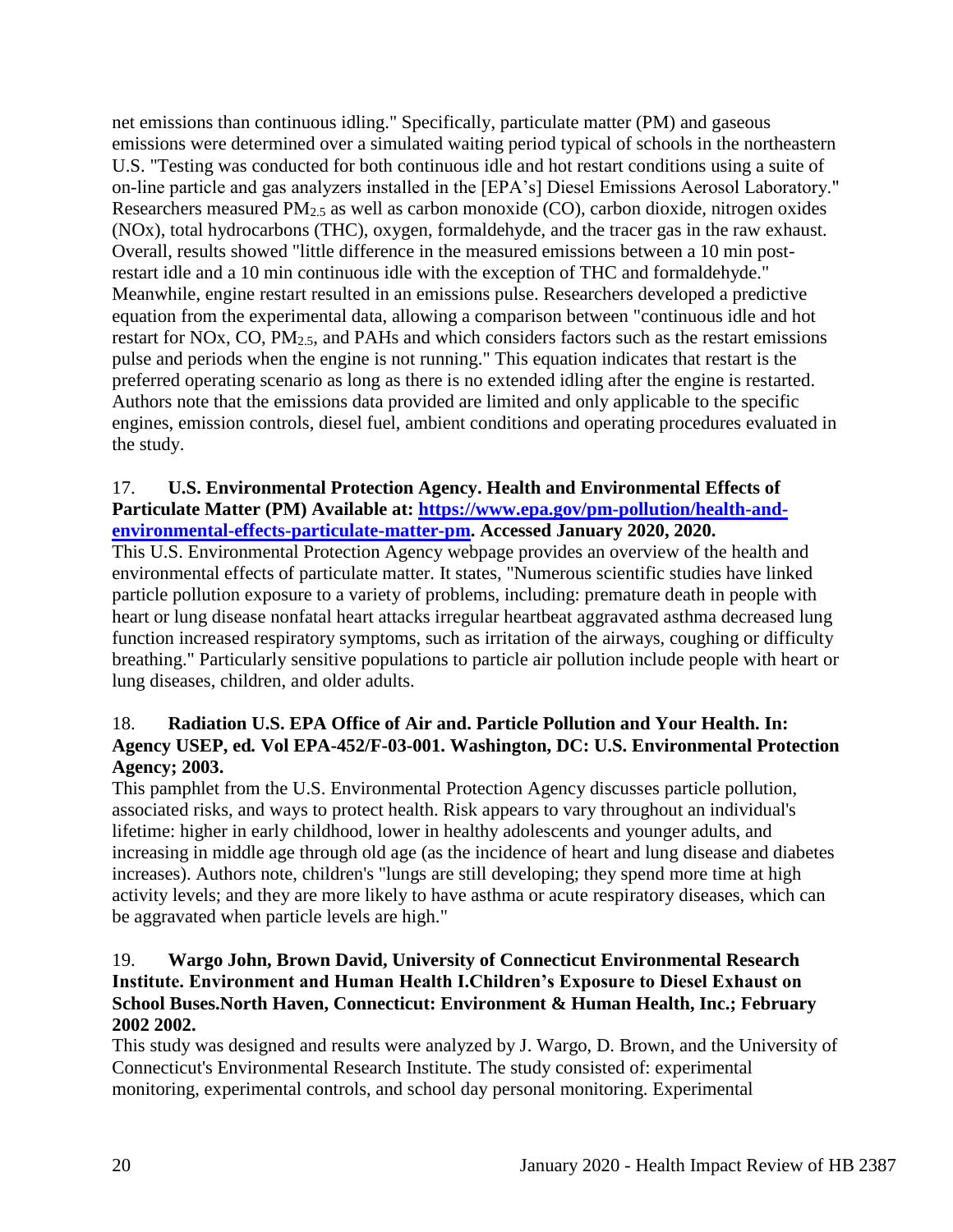net emissions than continuous idling." Specifically, particulate matter (PM) and gaseous emissions were determined over a simulated waiting period typical of schools in the northeastern U.S. "Testing was conducted for both continuous idle and hot restart conditions using a suite of on-line particle and gas analyzers installed in the [EPA's] Diesel Emissions Aerosol Laboratory." Researchers measured $PM_{2.5}$ as well as carbon monoxide (CO), carbon dioxide, nitrogen oxides (NOx), total hydrocarbons (THC), oxygen, formaldehyde, and the tracer gas in the raw exhaust. Overall, results showed "little difference in the measured emissions between a 10 min post-restart idle and a 10 min continuous idle with the exception of THC and formaldehyde." Meanwhile, engine restart resulted in an emissions pulse. Researchers developed a predictive equation from the experimental data, allowing a comparison between "continuous idle and hot restart for NOx, CO, $PM_{2.5}$, and PAHs and which considers factors such as the restart emissions pulse and periods when the engine is not running." This equation indicates that restart is the preferred operating scenario as long as there is no extended idling after the engine is restarted. Authors note that the emissions data provided are limited and only applicable to the specific engines, emission controls, diesel fuel, ambient conditions and operating procedures evaluated in the study.

17. **U.S. Environmental Protection Agency. Health and Environmental Effects of Particulate Matter (PM) Available at: [https://www.epa.gov/pm-pollution/health-and-environmental-effects-particulate-matter-pm](https://www.epa.gov/pm-pollution/health-and-environmental-effects-particulate-matter-pm). Accessed January 2020, 2020.**

This U.S. Environmental Protection Agency webpage provides an overview of the health and environmental effects of particulate matter. It states, "Numerous scientific studies have linked particle pollution exposure to a variety of problems, including: premature death in people with heart or lung disease nonfatal heart attacks irregular heartbeat aggravated asthma decreased lung function increased respiratory symptoms, such as irritation of the airways, coughing or difficulty breathing." Particularly sensitive populations to particle air pollution include people with heart or lung diseases, children, and older adults.

18. **Radiation U.S. EPA Office of Air and. Particle Pollution and Your Health. In: Agency USEP, ed. Vol EPA-452/F-03-001. Washington, DC: U.S. Environmental Protection Agency; 2003.**

This pamphlet from the U.S. Environmental Protection Agency discusses particle pollution, associated risks, and ways to protect health. Risk appears to vary throughout an individual's lifetime: higher in early childhood, lower in healthy adolescents and younger adults, and increasing in middle age through old age (as the incidence of heart and lung disease and diabetes increases). Authors note, children's "lungs are still developing; they spend more time at high activity levels; and they are more likely to have asthma or acute respiratory diseases, which can be aggravated when particle levels are high."

19. **Wargo John, Brown David, University of Connecticut Environmental Research Institute. Environment and Human Health I.Children's Exposure to Diesel Exhaust on School Buses.North Haven, Connecticut: Environment & Human Health, Inc.; February 2002 2002.**

This study was designed and results were analyzed by J. Wargo, D. Brown, and the University of Connecticut's Environmental Research Institute. The study consisted of: experimental monitoring, experimental controls, and school day personal monitoring. Experimental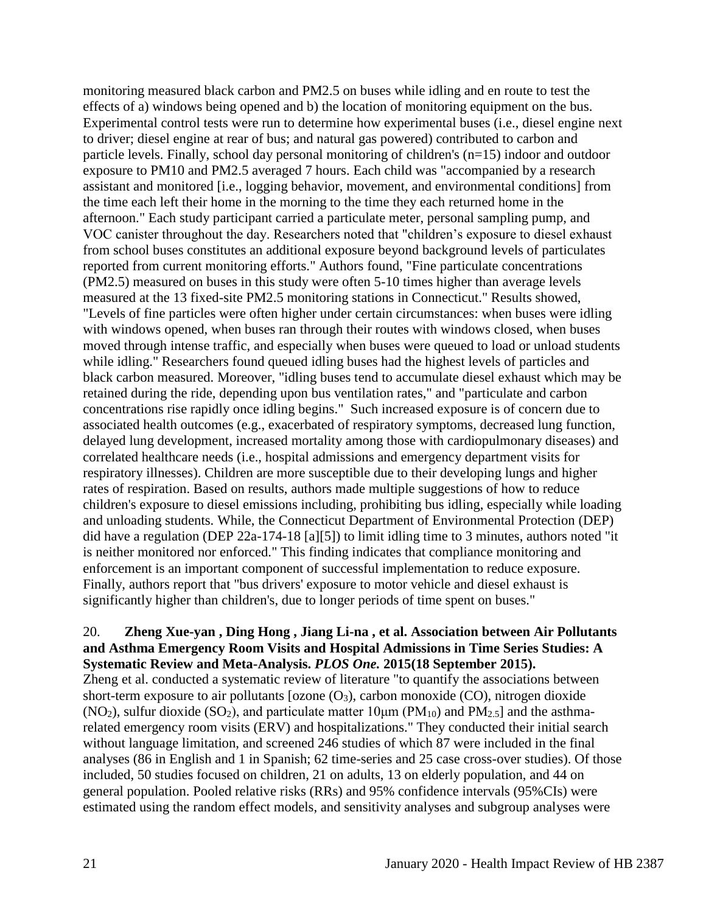monitoring measured black carbon and PM2.5 on buses while idling and en route to test the effects of a) windows being opened and b) the location of monitoring equipment on the bus. Experimental control tests were run to determine how experimental buses (i.e., diesel engine next to driver; diesel engine at rear of bus; and natural gas powered) contributed to carbon and particle levels. Finally, school day personal monitoring of children's (n=15) indoor and outdoor exposure to PM10 and PM2.5 averaged 7 hours. Each child was "accompanied by a research assistant and monitored [i.e., logging behavior, movement, and environmental conditions] from the time each left their home in the morning to the time they each returned home in the afternoon." Each study participant carried a particulate meter, personal sampling pump, and VOC canister throughout the day. Researchers noted that "children's exposure to diesel exhaust from school buses constitutes an additional exposure beyond background levels of particulates reported from current monitoring efforts." Authors found, "Fine particulate concentrations (PM2.5) measured on buses in this study were often 5-10 times higher than average levels measured at the 13 fixed-site PM2.5 monitoring stations in Connecticut." Results showed, "Levels of fine particles were often higher under certain circumstances: when buses were idling with windows opened, when buses ran through their routes with windows closed, when buses moved through intense traffic, and especially when buses were queued to load or unload students while idling." Researchers found queued idling buses had the highest levels of particles and black carbon measured. Moreover, "idling buses tend to accumulate diesel exhaust which may be retained during the ride, depending upon bus ventilation rates," and "particulate and carbon concentrations rise rapidly once idling begins." Such increased exposure is of concern due to associated health outcomes (e.g., exacerbated of respiratory symptoms, decreased lung function, delayed lung development, increased mortality among those with cardiopulmonary diseases) and correlated healthcare needs (i.e., hospital admissions and emergency department visits for respiratory illnesses). Children are more susceptible due to their developing lungs and higher rates of respiration. Based on results, authors made multiple suggestions of how to reduce children's exposure to diesel emissions including, prohibiting bus idling, especially while loading and unloading students. While, the Connecticut Department of Environmental Protection (DEP) did have a regulation (DEP 22a-174-18 [a][5]) to limit idling time to 3 minutes, authors noted "it is neither monitored nor enforced." This finding indicates that compliance monitoring and enforcement is an important component of successful implementation to reduce exposure. Finally, authors report that "bus drivers' exposure to motor vehicle and diesel exhaust is significantly higher than children's, due to longer periods of time spent on buses."

20. **Zheng Xue-yan , Ding Hong , Jiang Li-na , et al. Association between Air Pollutants and Asthma Emergency Room Visits and Hospital Admissions in Time Series Studies: A Systematic Review and Meta-Analysis. *PLOS One.* 2015(18 September 2015).**
Zheng et al. conducted a systematic review of literature "to quantify the associations between short-term exposure to air pollutants [ozone ($O_3$), carbon monoxide (CO), nitrogen dioxide ($NO_2$), sulfur dioxide ($SO_2$), and particulate matter 10μm ($PM_{10}$) and $PM_{2.5}$] and the asthma-related emergency room visits (ERV) and hospitalizations." They conducted their initial search without language limitation, and screened 246 studies of which 87 were included in the final analyses (86 in English and 1 in Spanish; 62 time-series and 25 case cross-over studies). Of those included, 50 studies focused on children, 21 on adults, 13 on elderly population, and 44 on general population. Pooled relative risks (RRs) and 95% confidence intervals (95%CIs) were estimated using the random effect models, and sensitivity analyses and subgroup analyses were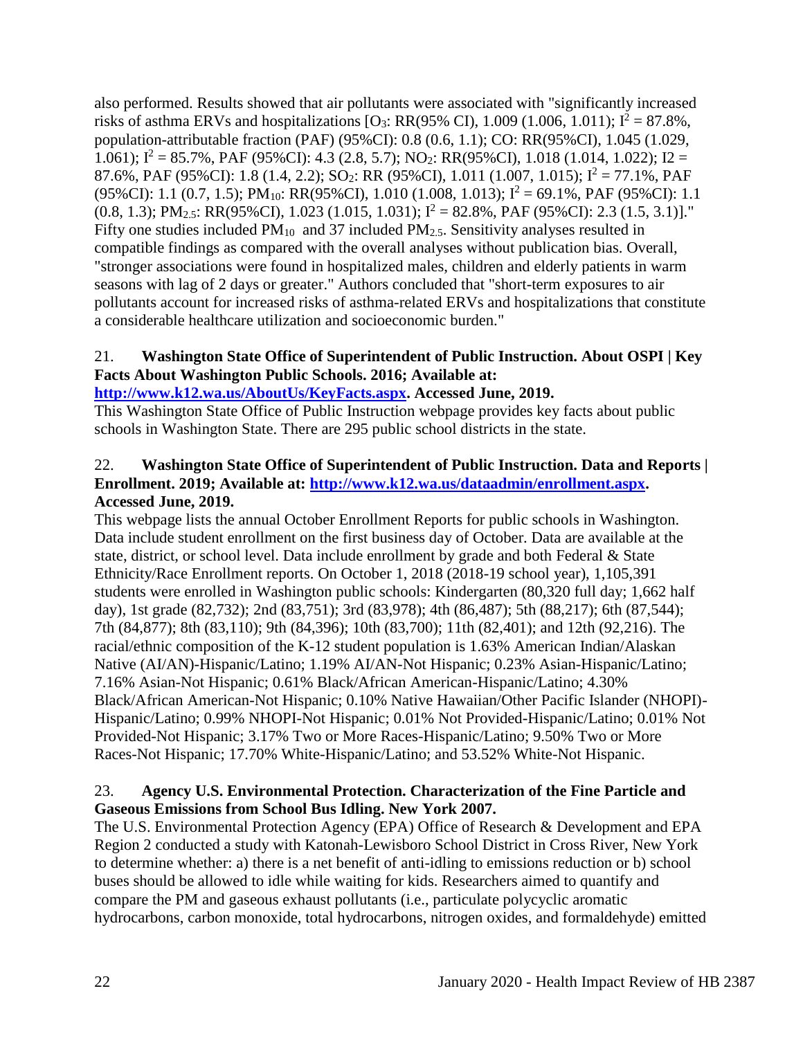also performed. Results showed that air pollutants were associated with "significantly increased risks of asthma ERVs and hospitalizations [$O_3$: RR(95% CI), 1.009 (1.006, 1.011); $I^2$ = 87.8%, population-attributable fraction (PAF) (95%CI): 0.8 (0.6, 1.1); CO: RR(95%CI), 1.045 (1.029, 1.061); $I^2$ = 85.7%, PAF (95%CI): 4.3 (2.8, 5.7); $NO_2$: RR(95%CI), 1.018 (1.014, 1.022); I2 = 87.6%, PAF (95%CI): 1.8 (1.4, 2.2); $SO_2$: RR (95%CI), 1.011 (1.007, 1.015); $I^2$ = 77.1%, PAF (95%CI): 1.1 (0.7, 1.5); $PM_{10}$: RR(95%CI), 1.010 (1.008, 1.013); $I^2$ = 69.1%, PAF (95%CI): 1.1 (0.8, 1.3); $PM_{2.5}$: RR(95%CI), 1.023 (1.015, 1.031); $I^2$ = 82.8%, PAF (95%CI): 2.3 (1.5, 3.1)]." Fifty one studies included $PM_{10}$ and 37 included $PM_{2.5}$. Sensitivity analyses resulted in compatible findings as compared with the overall analyses without publication bias. Overall, "stronger associations were found in hospitalized males, children and elderly patients in warm seasons with lag of 2 days or greater." Authors concluded that "short-term exposures to air pollutants account for increased risks of asthma-related ERVs and hospitalizations that constitute a considerable healthcare utilization and socioeconomic burden."

21. **Washington State Office of Superintendent of Public Instruction. About OSPI | Key Facts About Washington Public Schools. 2016; Available at: [http://www.k12.wa.us/AboutUs/KeyFacts.aspx](http://www.k12.wa.us/AboutUs/KeyFacts.aspx). Accessed June, 2019.**

This Washington State Office of Public Instruction webpage provides key facts about public schools in Washington State. There are 295 public school districts in the state.

22. **Washington State Office of Superintendent of Public Instruction. Data and Reports | Enrollment. 2019; Available at: [http://www.k12.wa.us/dataadmin/enrollment.aspx](http://www.k12.wa.us/dataadmin/enrollment.aspx). Accessed June, 2019.**

This webpage lists the annual October Enrollment Reports for public schools in Washington. Data include student enrollment on the first business day of October. Data are available at the state, district, or school level. Data include enrollment by grade and both Federal & State Ethnicity/Race Enrollment reports. On October 1, 2018 (2018-19 school year), 1,105,391 students were enrolled in Washington public schools: Kindergarten (80,320 full day; 1,662 half day), 1st grade (82,732); 2nd (83,751); 3rd (83,978); 4th (86,487); 5th (88,217); 6th (87,544); 7th (84,877); 8th (83,110); 9th (84,396); 10th (83,700); 11th (82,401); and 12th (92,216). The racial/ethnic composition of the K-12 student population is 1.63% American Indian/Alaskan Native (AI/AN)-Hispanic/Latino; 1.19% AI/AN-Not Hispanic; 0.23% Asian-Hispanic/Latino; 7.16% Asian-Not Hispanic; 0.61% Black/African American-Hispanic/Latino; 4.30% Black/African American-Not Hispanic; 0.10% Native Hawaiian/Other Pacific Islander (NHOPI)-Hispanic/Latino; 0.99% NHOPI-Not Hispanic; 0.01% Not Provided-Hispanic/Latino; 0.01% Not Provided-Not Hispanic; 3.17% Two or More Races-Hispanic/Latino; 9.50% Two or More Races-Not Hispanic; 17.70% White-Hispanic/Latino; and 53.52% White-Not Hispanic.

23. **Agency U.S. Environmental Protection. Characterization of the Fine Particle and Gaseous Emissions from School Bus Idling. New York 2007.**

The U.S. Environmental Protection Agency (EPA) Office of Research & Development and EPA Region 2 conducted a study with Katonah-Lewisboro School District in Cross River, New York to determine whether: a) there is a net benefit of anti-idling to emissions reduction or b) school buses should be allowed to idle while waiting for kids. Researchers aimed to quantify and compare the PM and gaseous exhaust pollutants (i.e., particulate polycyclic aromatic hydrocarbons, carbon monoxide, total hydrocarbons, nitrogen oxides, and formaldehyde) emitted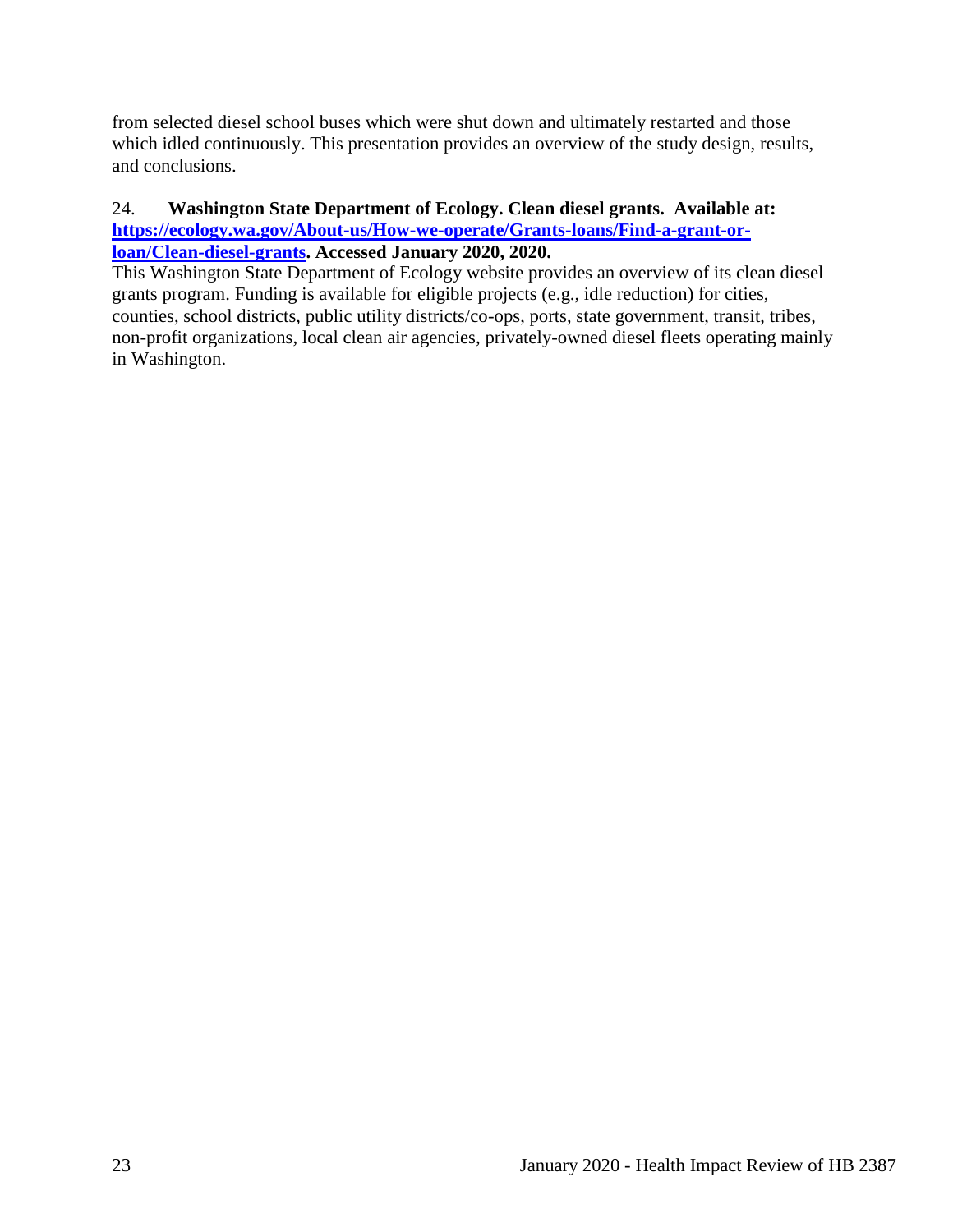from selected diesel school buses which were shut down and ultimately restarted and those which idled continuously. This presentation provides an overview of the study design, results, and conclusions.

24. **Washington State Department of Ecology. Clean diesel grants. Available at: [https://ecology.wa.gov/About-us/How-we-operate/Grants-loans/Find-a-grant-or-loan/Clean-diesel-grants](https://ecology.wa.gov/About-us/How-we-operate/Grants-loans/Find-a-grant-or-loan/Clean-diesel-grants). Accessed January 2020, 2020.**

This Washington State Department of Ecology website provides an overview of its clean diesel grants program. Funding is available for eligible projects (e.g., idle reduction) for cities, counties, school districts, public utility districts/co-ops, ports, state government, transit, tribes, non-profit organizations, local clean air agencies, privately-owned diesel fleets operating mainly in Washington.